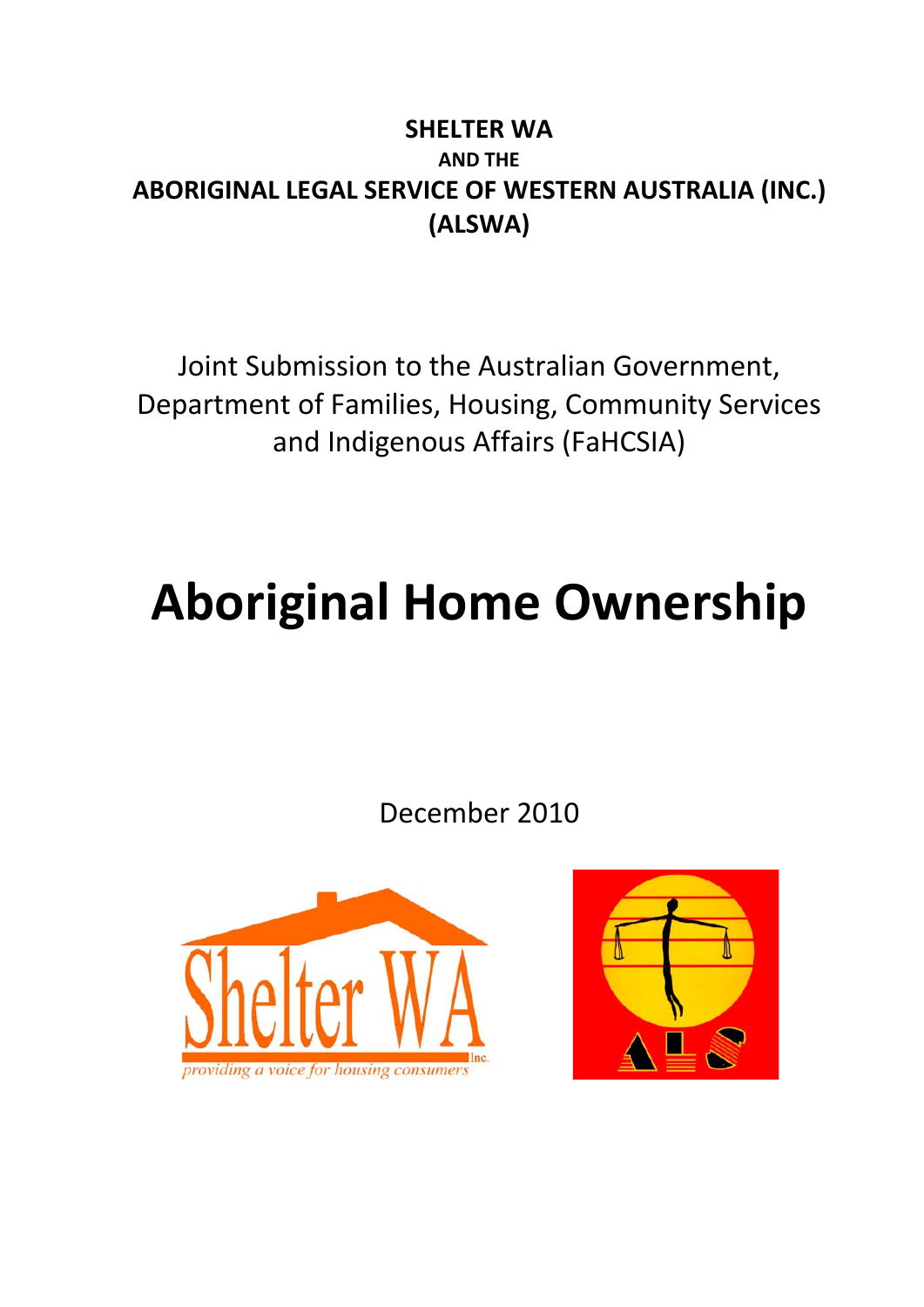**SHELTER WA**

**AND THE**

**ABORIGINAL LEGAL SERVICE OF WESTERN AUSTRALIA (INC.) (ALSWA)**

Joint Submission to the Australian Government, Department of Families, Housing, Community Services and Indigenous Affairs (FaHCSIA)

# Aboriginal Home Ownership

December 2010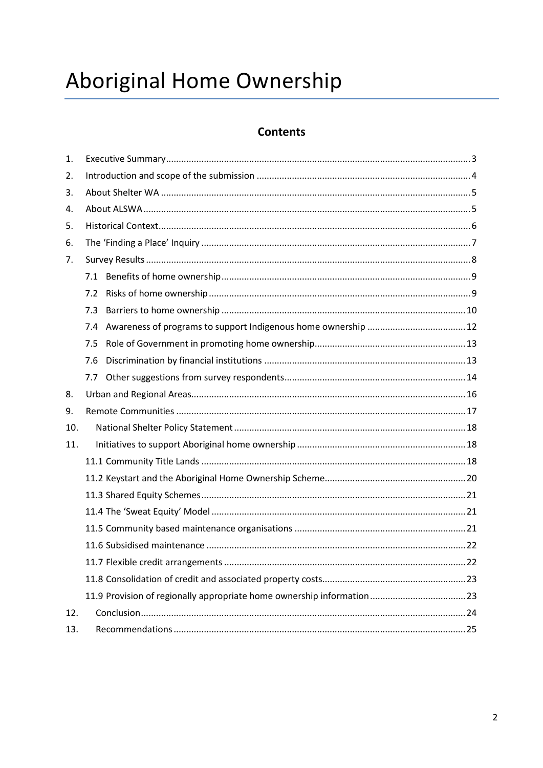# Aboriginal Home Ownership

## Contents

1. Executive Summary ....................................................................... 3
2. Introduction and scope of the submission ....................................................................... 4
3. About Shelter WA ....................................................................... 5
4. About ALSWA ....................................................................... 5
5. Historical Context ....................................................................... 6
6. The 'Finding a Place' Inquiry ....................................................................... 7
7. Survey Results ....................................................................... 8
   - 7.1 Benefits of home ownership ....................................................................... 9
   - 7.2 Risks of home ownership ....................................................................... 9
   - 7.3 Barriers to home ownership ....................................................................... 10
   - 7.4 Awareness of programs to support Indigenous home ownership ....................................................................... 12
   - 7.5 Role of Government in promoting home ownership ....................................................................... 13
   - 7.6 Discrimination by financial institutions ....................................................................... 13
   - 7.7 Other suggestions from survey respondents ....................................................................... 14
8. Urban and Regional Areas ....................................................................... 16
9. Remote Communities ....................................................................... 17
10. National Shelter Policy Statement ....................................................................... 18
11. Initiatives to support Aboriginal home ownership ....................................................................... 18
    - 11.1 Community Title Lands ....................................................................... 18
    - 11.2 Keystart and the Aboriginal Home Ownership Scheme ....................................................................... 20
    - 11.3 Shared Equity Schemes ....................................................................... 21
    - 11.4 The 'Sweat Equity' Model ....................................................................... 21
    - 11.5 Community based maintenance organisations ....................................................................... 21
    - 11.6 Subsidised maintenance ....................................................................... 22
    - 11.7 Flexible credit arrangements ....................................................................... 22
    - 11.8 Consolidation of credit and associated property costs ....................................................................... 23
    - 11.9 Provision of regionally appropriate home ownership information ....................................................................... 23
12. Conclusion ....................................................................... 24
13. Recommendations ....................................................................... 25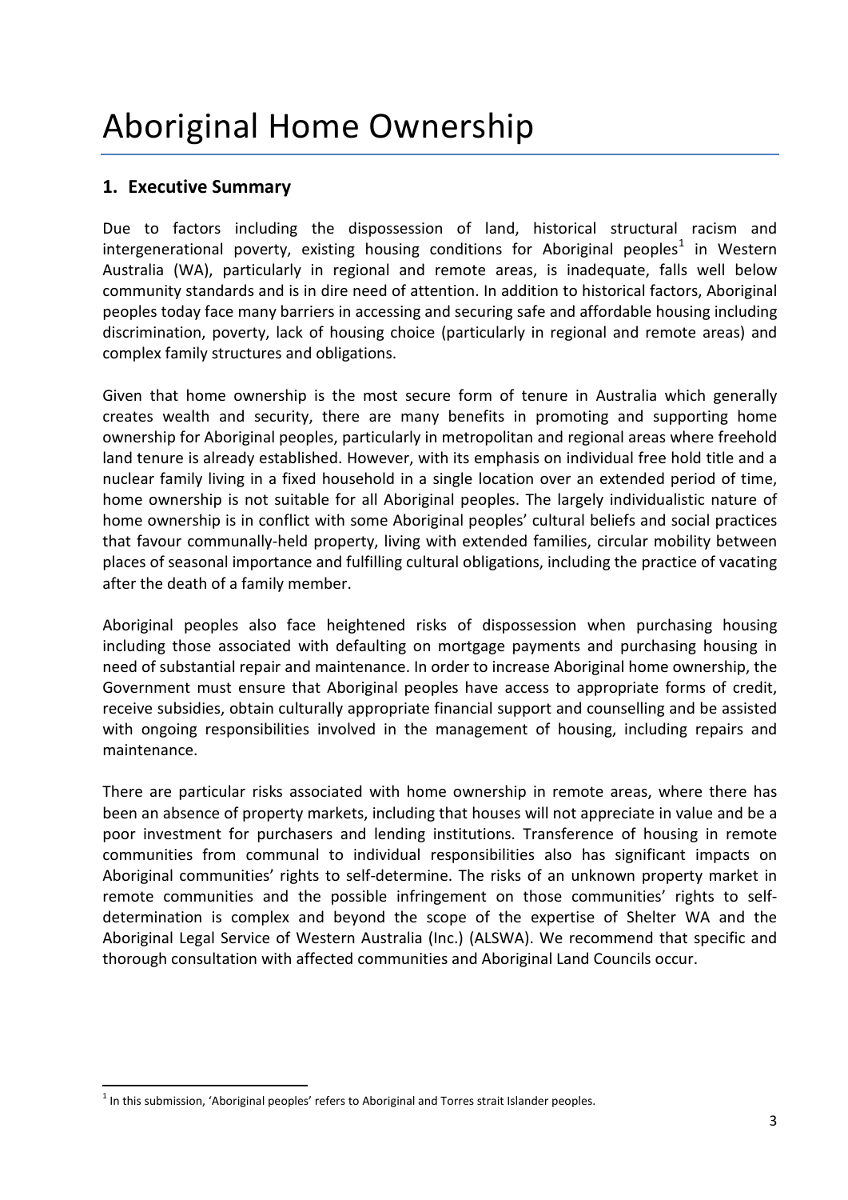# Aboriginal Home Ownership

## 1. Executive Summary

Due to factors including the dispossession of land, historical structural racism and intergenerational poverty, existing housing conditions for Aboriginal peoples[1] in Western Australia (WA), particularly in regional and remote areas, is inadequate, falls well below community standards and is in dire need of attention. In addition to historical factors, Aboriginal peoples today face many barriers in accessing and securing safe and affordable housing including discrimination, poverty, lack of housing choice (particularly in regional and remote areas) and complex family structures and obligations.

Given that home ownership is the most secure form of tenure in Australia which generally creates wealth and security, there are many benefits in promoting and supporting home ownership for Aboriginal peoples, particularly in metropolitan and regional areas where freehold land tenure is already established. However, with its emphasis on individual free hold title and a nuclear family living in a fixed household in a single location over an extended period of time, home ownership is not suitable for all Aboriginal peoples. The largely individualistic nature of home ownership is in conflict with some Aboriginal peoples' cultural beliefs and social practices that favour communally-held property, living with extended families, circular mobility between places of seasonal importance and fulfilling cultural obligations, including the practice of vacating after the death of a family member.

Aboriginal peoples also face heightened risks of dispossession when purchasing housing including those associated with defaulting on mortgage payments and purchasing housing in need of substantial repair and maintenance. In order to increase Aboriginal home ownership, the Government must ensure that Aboriginal peoples have access to appropriate forms of credit, receive subsidies, obtain culturally appropriate financial support and counselling and be assisted with ongoing responsibilities involved in the management of housing, including repairs and maintenance.

There are particular risks associated with home ownership in remote areas, where there has been an absence of property markets, including that houses will not appreciate in value and be a poor investment for purchasers and lending institutions. Transference of housing in remote communities from communal to individual responsibilities also has significant impacts on Aboriginal communities' rights to self-determine. The risks of an unknown property market in remote communities and the possible infringement on those communities' rights to self-determination is complex and beyond the scope of the expertise of Shelter WA and the Aboriginal Legal Service of Western Australia (Inc.) (ALSWA). We recommend that specific and thorough consultation with affected communities and Aboriginal Land Councils occur.

[1] In this submission, 'Aboriginal peoples' refers to Aboriginal and Torres strait Islander peoples.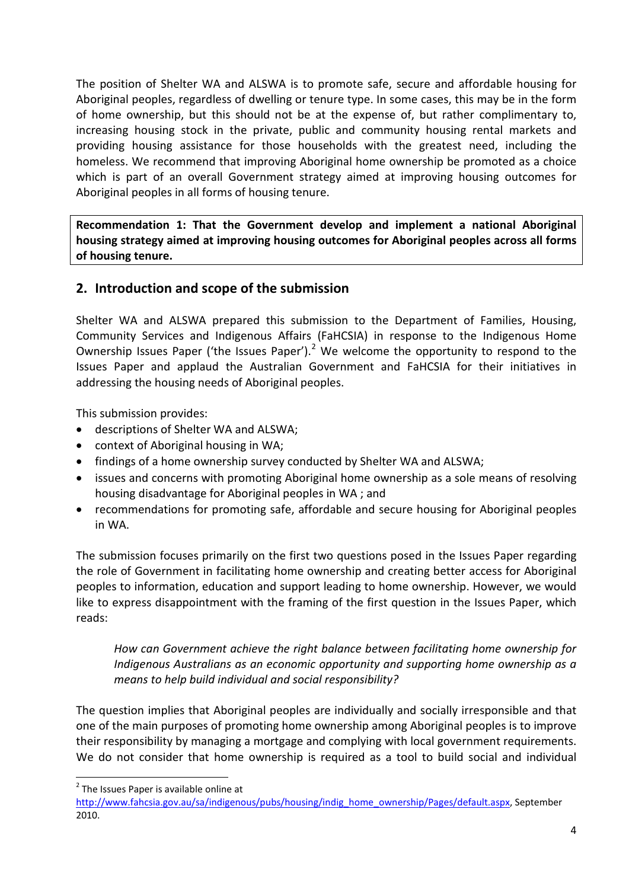The position of Shelter WA and ALSWA is to promote safe, secure and affordable housing for Aboriginal peoples, regardless of dwelling or tenure type. In some cases, this may be in the form of home ownership, but this should not be at the expense of, but rather complimentary to, increasing housing stock in the private, public and community housing rental markets and providing housing assistance for those households with the greatest need, including the homeless. We recommend that improving Aboriginal home ownership be promoted as a choice which is part of an overall Government strategy aimed at improving housing outcomes for Aboriginal peoples in all forms of housing tenure.

**Recommendation 1: That the Government develop and implement a national Aboriginal housing strategy aimed at improving housing outcomes for Aboriginal peoples across all forms of housing tenure.**

## 2. Introduction and scope of the submission

Shelter WA and ALSWA prepared this submission to the Department of Families, Housing, Community Services and Indigenous Affairs (FaHCSIA) in response to the Indigenous Home Ownership Issues Paper ('the Issues Paper').[2] We welcome the opportunity to respond to the Issues Paper and applaud the Australian Government and FaHCSIA for their initiatives in addressing the housing needs of Aboriginal peoples.

This submission provides:

- descriptions of Shelter WA and ALSWA;
- context of Aboriginal housing in WA;
- findings of a home ownership survey conducted by Shelter WA and ALSWA;
- issues and concerns with promoting Aboriginal home ownership as a sole means of resolving housing disadvantage for Aboriginal peoples in WA ; and
- recommendations for promoting safe, affordable and secure housing for Aboriginal peoples in WA.

The submission focuses primarily on the first two questions posed in the Issues Paper regarding the role of Government in facilitating home ownership and creating better access for Aboriginal peoples to information, education and support leading to home ownership. However, we would like to express disappointment with the framing of the first question in the Issues Paper, which reads:

> *How can Government achieve the right balance between facilitating home ownership for Indigenous Australians as an economic opportunity and supporting home ownership as a means to help build individual and social responsibility?*

The question implies that Aboriginal peoples are individually and socially irresponsible and that one of the main purposes of promoting home ownership among Aboriginal peoples is to improve their responsibility by managing a mortgage and complying with local government requirements. We do not consider that home ownership is required as a tool to build social and individual

---

[2] The Issues Paper is available online at http://www.fahcsia.gov.au/sa/indigenous/pubs/housing/indig_home_ownership/Pages/default.aspx, September 2010.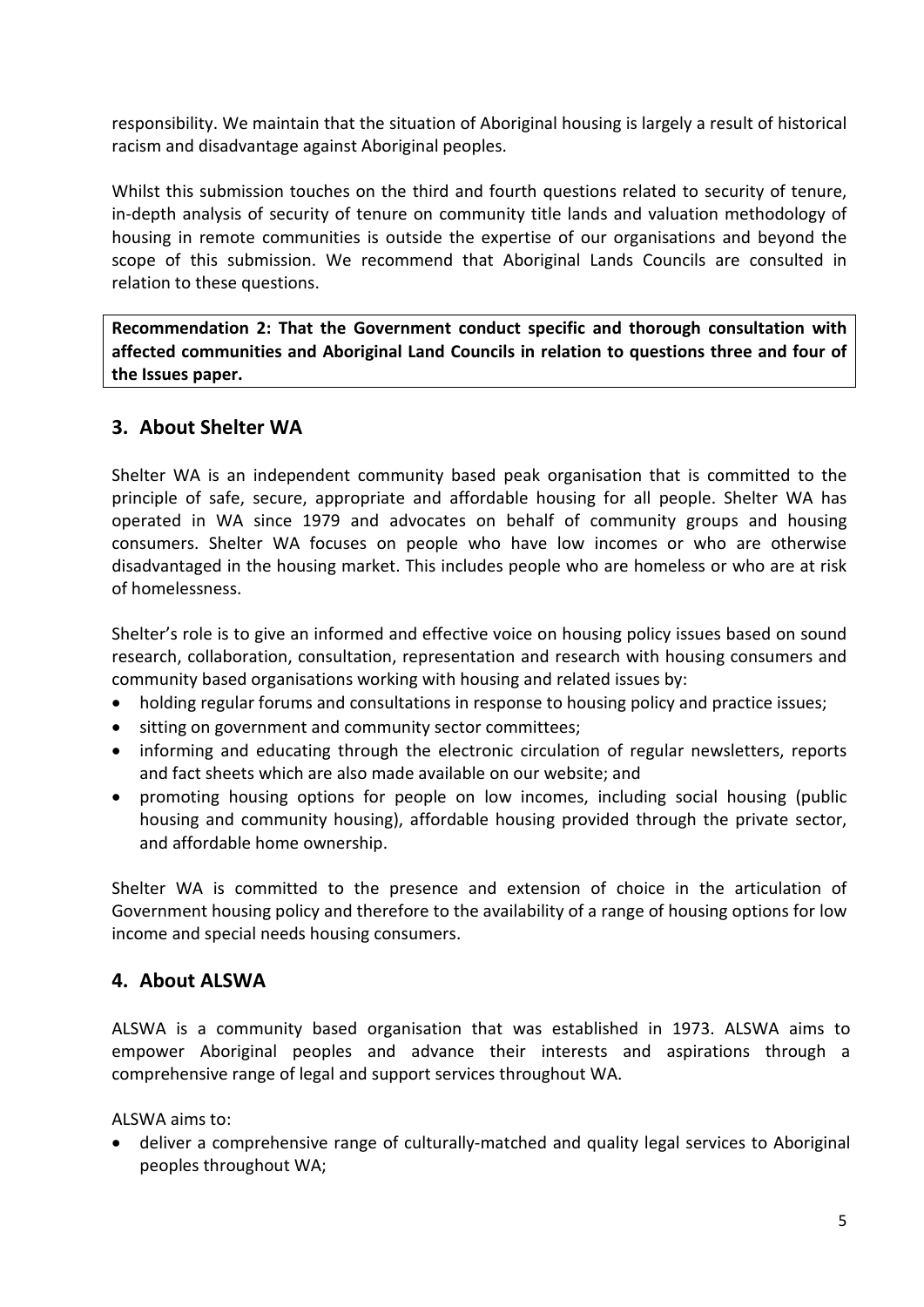responsibility. We maintain that the situation of Aboriginal housing is largely a result of historical racism and disadvantage against Aboriginal peoples.

Whilst this submission touches on the third and fourth questions related to security of tenure, in-depth analysis of security of tenure on community title lands and valuation methodology of housing in remote communities is outside the expertise of our organisations and beyond the scope of this submission. We recommend that Aboriginal Lands Councils are consulted in relation to these questions.

**Recommendation 2: That the Government conduct specific and thorough consultation with affected communities and Aboriginal Land Councils in relation to questions three and four of the Issues paper.**

## 3. About Shelter WA

Shelter WA is an independent community based peak organisation that is committed to the principle of safe, secure, appropriate and affordable housing for all people. Shelter WA has operated in WA since 1979 and advocates on behalf of community groups and housing consumers. Shelter WA focuses on people who have low incomes or who are otherwise disadvantaged in the housing market. This includes people who are homeless or who are at risk of homelessness.

Shelter's role is to give an informed and effective voice on housing policy issues based on sound research, collaboration, consultation, representation and research with housing consumers and community based organisations working with housing and related issues by:

- holding regular forums and consultations in response to housing policy and practice issues;
- sitting on government and community sector committees;
- informing and educating through the electronic circulation of regular newsletters, reports and fact sheets which are also made available on our website; and
- promoting housing options for people on low incomes, including social housing (public housing and community housing), affordable housing provided through the private sector, and affordable home ownership.

Shelter WA is committed to the presence and extension of choice in the articulation of Government housing policy and therefore to the availability of a range of housing options for low income and special needs housing consumers.

## 4. About ALSWA

ALSWA is a community based organisation that was established in 1973. ALSWA aims to empower Aboriginal peoples and advance their interests and aspirations through a comprehensive range of legal and support services throughout WA.

ALSWA aims to:

- deliver a comprehensive range of culturally-matched and quality legal services to Aboriginal peoples throughout WA;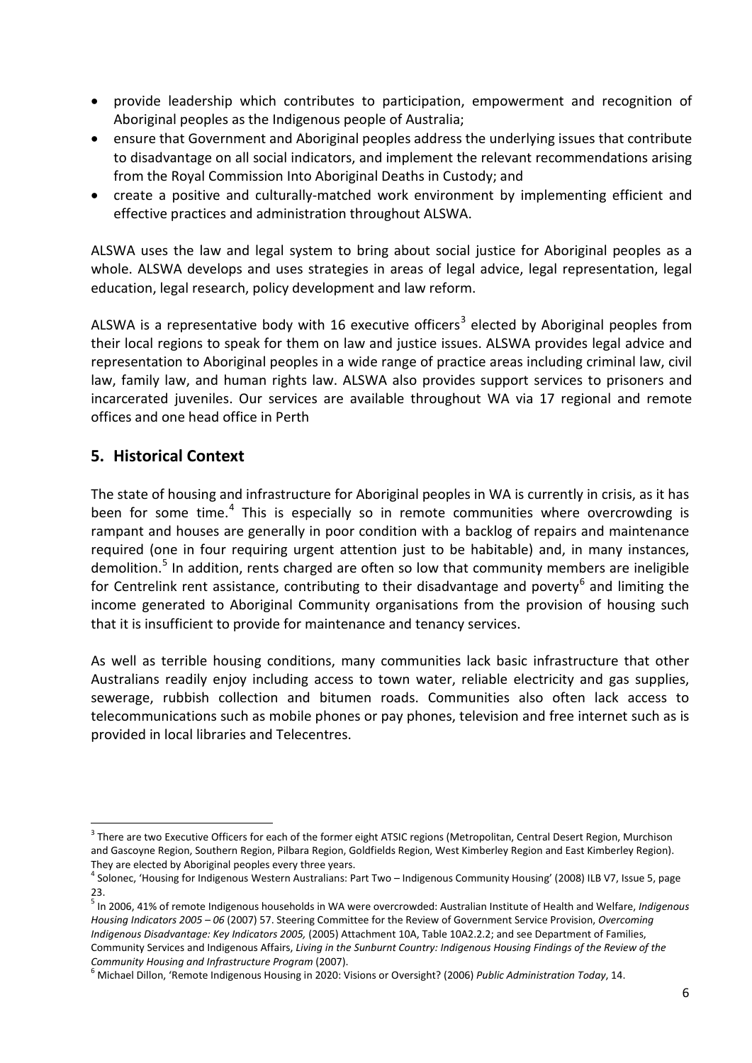- provide leadership which contributes to participation, empowerment and recognition of Aboriginal peoples as the Indigenous people of Australia;
- ensure that Government and Aboriginal peoples address the underlying issues that contribute to disadvantage on all social indicators, and implement the relevant recommendations arising from the Royal Commission Into Aboriginal Deaths in Custody; and
- create a positive and culturally-matched work environment by implementing efficient and effective practices and administration throughout ALSWA.

ALSWA uses the law and legal system to bring about social justice for Aboriginal peoples as a whole. ALSWA develops and uses strategies in areas of legal advice, legal representation, legal education, legal research, policy development and law reform.

ALSWA is a representative body with 16 executive officers[3] elected by Aboriginal peoples from their local regions to speak for them on law and justice issues. ALSWA provides legal advice and representation to Aboriginal peoples in a wide range of practice areas including criminal law, civil law, family law, and human rights law. ALSWA also provides support services to prisoners and incarcerated juveniles. Our services are available throughout WA via 17 regional and remote offices and one head office in Perth

## 5. Historical Context

The state of housing and infrastructure for Aboriginal peoples in WA is currently in crisis, as it has been for some time.[4] This is especially so in remote communities where overcrowding is rampant and houses are generally in poor condition with a backlog of repairs and maintenance required (one in four requiring urgent attention just to be habitable) and, in many instances, demolition.[5] In addition, rents charged are often so low that community members are ineligible for Centrelink rent assistance, contributing to their disadvantage and poverty[6] and limiting the income generated to Aboriginal Community organisations from the provision of housing such that it is insufficient to provide for maintenance and tenancy services.

As well as terrible housing conditions, many communities lack basic infrastructure that other Australians readily enjoy including access to town water, reliable electricity and gas supplies, sewerage, rubbish collection and bitumen roads. Communities also often lack access to telecommunications such as mobile phones or pay phones, television and free internet such as is provided in local libraries and Telecentres.

---

[3] There are two Executive Officers for each of the former eight ATSIC regions (Metropolitan, Central Desert Region, Murchison and Gascoyne Region, Southern Region, Pilbara Region, Goldfields Region, West Kimberley Region and East Kimberley Region). They are elected by Aboriginal peoples every three years.

[4] Solonec, 'Housing for Indigenous Western Australians: Part Two – Indigenous Community Housing' (2008) ILB V7, Issue 5, page 23.

[5] In 2006, 41% of remote Indigenous households in WA were overcrowded: Australian Institute of Health and Welfare, *Indigenous Housing Indicators 2005 – 06* (2007) 57. Steering Committee for the Review of Government Service Provision, *Overcoming Indigenous Disadvantage: Key Indicators 2005,* (2005) Attachment 10A, Table 10A2.2.2; and see Department of Families, Community Services and Indigenous Affairs, *Living in the Sunburnt Country: Indigenous Housing Findings of the Review of the Community Housing and Infrastructure Program* (2007).

[6] Michael Dillon, 'Remote Indigenous Housing in 2020: Visions or Oversight? (2006) *Public Administration Today*, 14.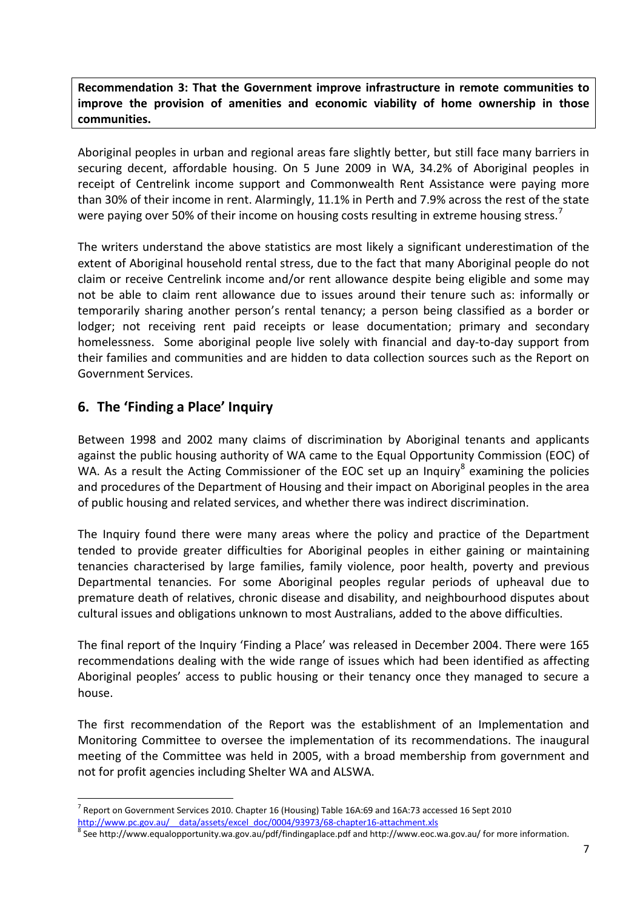**Recommendation 3: That the Government improve infrastructure in remote communities to improve the provision of amenities and economic viability of home ownership in those communities.**

Aboriginal peoples in urban and regional areas fare slightly better, but still face many barriers in securing decent, affordable housing. On 5 June 2009 in WA, 34.2% of Aboriginal peoples in receipt of Centrelink income support and Commonwealth Rent Assistance were paying more than 30% of their income in rent. Alarmingly, 11.1% in Perth and 7.9% across the rest of the state were paying over 50% of their income on housing costs resulting in extreme housing stress.[7]

The writers understand the above statistics are most likely a significant underestimation of the extent of Aboriginal household rental stress, due to the fact that many Aboriginal people do not claim or receive Centrelink income and/or rent allowance despite being eligible and some may not be able to claim rent allowance due to issues around their tenure such as: informally or temporarily sharing another person's rental tenancy; a person being classified as a border or lodger; not receiving rent paid receipts or lease documentation; primary and secondary homelessness. Some aboriginal people live solely with financial and day-to-day support from their families and communities and are hidden to data collection sources such as the Report on Government Services.

## 6. The 'Finding a Place' Inquiry

Between 1998 and 2002 many claims of discrimination by Aboriginal tenants and applicants against the public housing authority of WA came to the Equal Opportunity Commission (EOC) of WA. As a result the Acting Commissioner of the EOC set up an Inquiry[8] examining the policies and procedures of the Department of Housing and their impact on Aboriginal peoples in the area of public housing and related services, and whether there was indirect discrimination.

The Inquiry found there were many areas where the policy and practice of the Department tended to provide greater difficulties for Aboriginal peoples in either gaining or maintaining tenancies characterised by large families, family violence, poor health, poverty and previous Departmental tenancies. For some Aboriginal peoples regular periods of upheaval due to premature death of relatives, chronic disease and disability, and neighbourhood disputes about cultural issues and obligations unknown to most Australians, added to the above difficulties.

The final report of the Inquiry 'Finding a Place' was released in December 2004. There were 165 recommendations dealing with the wide range of issues which had been identified as affecting Aboriginal peoples' access to public housing or their tenancy once they managed to secure a house.

The first recommendation of the Report was the establishment of an Implementation and Monitoring Committee to oversee the implementation of its recommendations. The inaugural meeting of the Committee was held in 2005, with a broad membership from government and not for profit agencies including Shelter WA and ALSWA.

---

[7] Report on Government Services 2010. Chapter 16 (Housing) Table 16A:69 and 16A:73 accessed 16 Sept 2010 http://www.pc.gov.au/__data/assets/excel_doc/0004/93973/68-chapter16-attachment.xls

[8] See http://www.equalopportunity.wa.gov.au/pdf/findingaplace.pdf and http://www.eoc.wa.gov.au/ for more information.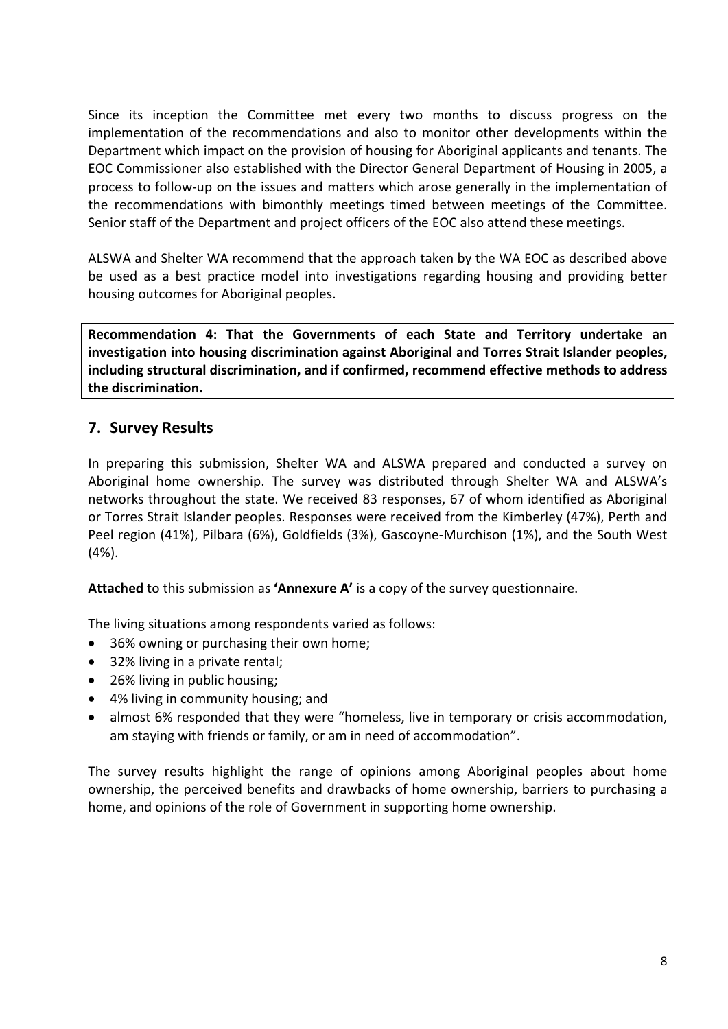Since its inception the Committee met every two months to discuss progress on the implementation of the recommendations and also to monitor other developments within the Department which impact on the provision of housing for Aboriginal applicants and tenants. The EOC Commissioner also established with the Director General Department of Housing in 2005, a process to follow-up on the issues and matters which arose generally in the implementation of the recommendations with bimonthly meetings timed between meetings of the Committee. Senior staff of the Department and project officers of the EOC also attend these meetings.

ALSWA and Shelter WA recommend that the approach taken by the WA EOC as described above be used as a best practice model into investigations regarding housing and providing better housing outcomes for Aboriginal peoples.

**Recommendation 4: That the Governments of each State and Territory undertake an investigation into housing discrimination against Aboriginal and Torres Strait Islander peoples, including structural discrimination, and if confirmed, recommend effective methods to address the discrimination.**

## 7. Survey Results

In preparing this submission, Shelter WA and ALSWA prepared and conducted a survey on Aboriginal home ownership. The survey was distributed through Shelter WA and ALSWA's networks throughout the state. We received 83 responses, 67 of whom identified as Aboriginal or Torres Strait Islander peoples. Responses were received from the Kimberley (47%), Perth and Peel region (41%), Pilbara (6%), Goldfields (3%), Gascoyne-Murchison (1%), and the South West (4%).

**Attached** to this submission as **'Annexure A'** is a copy of the survey questionnaire.

The living situations among respondents varied as follows:

- 36% owning or purchasing their own home;
- 32% living in a private rental;
- 26% living in public housing;
- 4% living in community housing; and
- almost 6% responded that they were "homeless, live in temporary or crisis accommodation, am staying with friends or family, or am in need of accommodation".

The survey results highlight the range of opinions among Aboriginal peoples about home ownership, the perceived benefits and drawbacks of home ownership, barriers to purchasing a home, and opinions of the role of Government in supporting home ownership.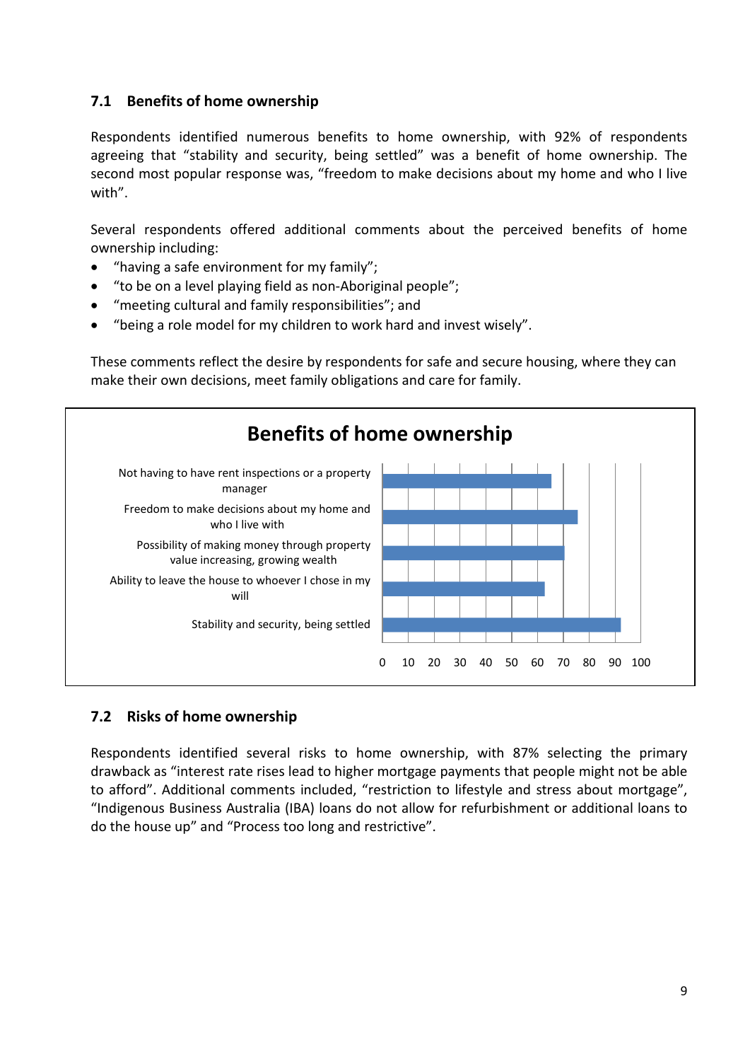## 7.1 Benefits of home ownership

Respondents identified numerous benefits to home ownership, with 92% of respondents agreeing that “stability and security, being settled” was a benefit of home ownership. The second most popular response was, “freedom to make decisions about my home and who I live with”.

Several respondents offered additional comments about the perceived benefits of home ownership including:

- “having a safe environment for my family”;
- “to be on a level playing field as non-Aboriginal people”;
- “meeting cultural and family responsibilities”; and
- “being a role model for my children to work hard and invest wisely”.

These comments reflect the desire by respondents for safe and secure housing, where they can make their own decisions, meet family obligations and care for family.

**Benefits of home ownership**

| Benefit | Approximate value |
|---|---|
| Not having to have rent inspections or a property manager | ~65 |
| Freedom to make decisions about my home and who I live with | ~75 |
| Possibility of making money through property value increasing, growing wealth | ~70 |
| Ability to leave the house to whoever I chose in my will | ~63 |
| Stability and security, being settled | ~92 |

## 7.2 Risks of home ownership

Respondents identified several risks to home ownership, with 87% selecting the primary drawback as “interest rate rises lead to higher mortgage payments that people might not be able to afford”. Additional comments included, “restriction to lifestyle and stress about mortgage”, “Indigenous Business Australia (IBA) loans do not allow for refurbishment or additional loans to do the house up” and “Process too long and restrictive”.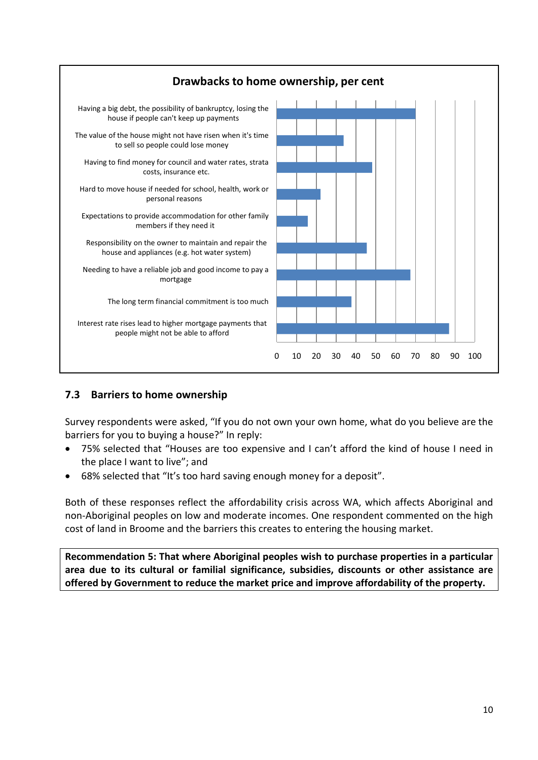**Drawbacks to home ownership, per cent**

| Drawback | Per cent (approx.) |
| --- | --- |
| Having a big debt, the possibility of bankruptcy, losing the house if people can't keep up payments | 70 |
| The value of the house might not have risen when it's time to sell so people could lose money | 34 |
| Having to find money for council and water rates, strata costs, insurance etc. | 48 |
| Hard to move house if needed for school, health, work or personal reasons | 22 |
| Expectations to provide accommodation for other family members if they need it | 16 |
| Responsibility on the owner to maintain and repair the house and appliances (e.g. hot water system) | 45 |
| Needing to have a reliable job and good income to pay a mortgage | 67 |
| The long term financial commitment is too much | 38 |
| Interest rate rises lead to higher mortgage payments that people might not be able to afford | 87 |

## 7.3 Barriers to home ownership

Survey respondents were asked, "If you do not own your own home, what do you believe are the barriers for you to buying a house?" In reply:

- 75% selected that "Houses are too expensive and I can't afford the kind of house I need in the place I want to live"; and
- 68% selected that "It's too hard saving enough money for a deposit".

Both of these responses reflect the affordability crisis across WA, which affects Aboriginal and non-Aboriginal peoples on low and moderate incomes. One respondent commented on the high cost of land in Broome and the barriers this creates to entering the housing market.

**Recommendation 5: That where Aboriginal peoples wish to purchase properties in a particular area due to its cultural or familial significance, subsidies, discounts or other assistance are offered by Government to reduce the market price and improve affordability of the property.**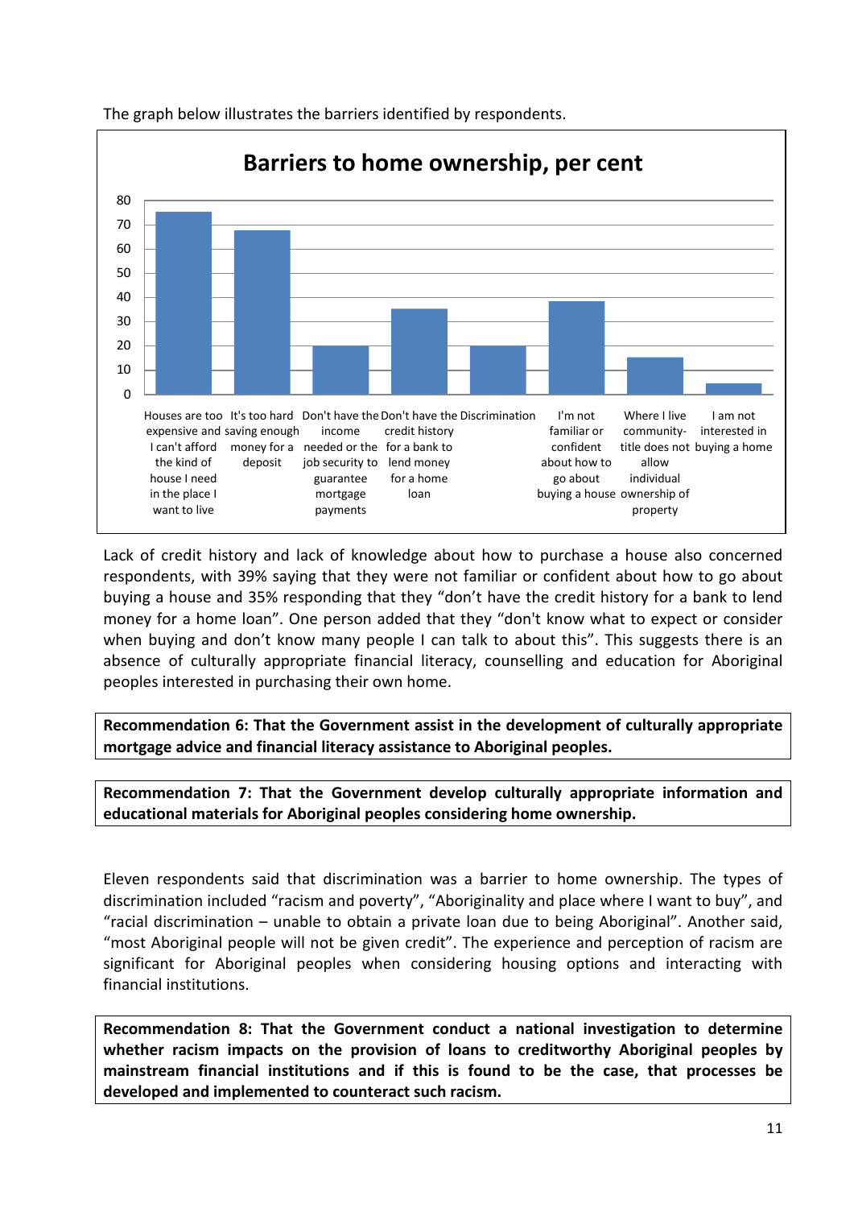The graph below illustrates the barriers identified by respondents.

**Barriers to home ownership, per cent**

| Barrier | Per cent |
|---|---|
| Houses are too expensive and I can't afford the kind of house I need in the place I want to live | 75 |
| It's too hard saving enough money for a deposit | 68 |
| Don't have the income needed or the job security to guarantee mortgage payments | 20 |
| Don't have the credit history for a bank to lend money for a home loan | 35 |
| Discrimination | 20 |
| I'm not familiar or confident about how to go about buying a house | 39 |
| Where I live community-title does not allow individual ownership of property | 15 |
| I am not interested in buying a home | 5 |

Lack of credit history and lack of knowledge about how to purchase a house also concerned respondents, with 39% saying that they were not familiar or confident about how to go about buying a house and 35% responding that they "don't have the credit history for a bank to lend money for a home loan". One person added that they "don't know what to expect or consider when buying and don't know many people I can talk to about this". This suggests there is an absence of culturally appropriate financial literacy, counselling and education for Aboriginal peoples interested in purchasing their own home.

**Recommendation 6: That the Government assist in the development of culturally appropriate mortgage advice and financial literacy assistance to Aboriginal peoples.**

**Recommendation 7: That the Government develop culturally appropriate information and educational materials for Aboriginal peoples considering home ownership.**

Eleven respondents said that discrimination was a barrier to home ownership. The types of discrimination included "racism and poverty", "Aboriginality and place where I want to buy", and "racial discrimination – unable to obtain a private loan due to being Aboriginal". Another said, "most Aboriginal people will not be given credit". The experience and perception of racism are significant for Aboriginal peoples when considering housing options and interacting with financial institutions.

**Recommendation 8: That the Government conduct a national investigation to determine whether racism impacts on the provision of loans to creditworthy Aboriginal peoples by mainstream financial institutions and if this is found to be the case, that processes be developed and implemented to counteract such racism.**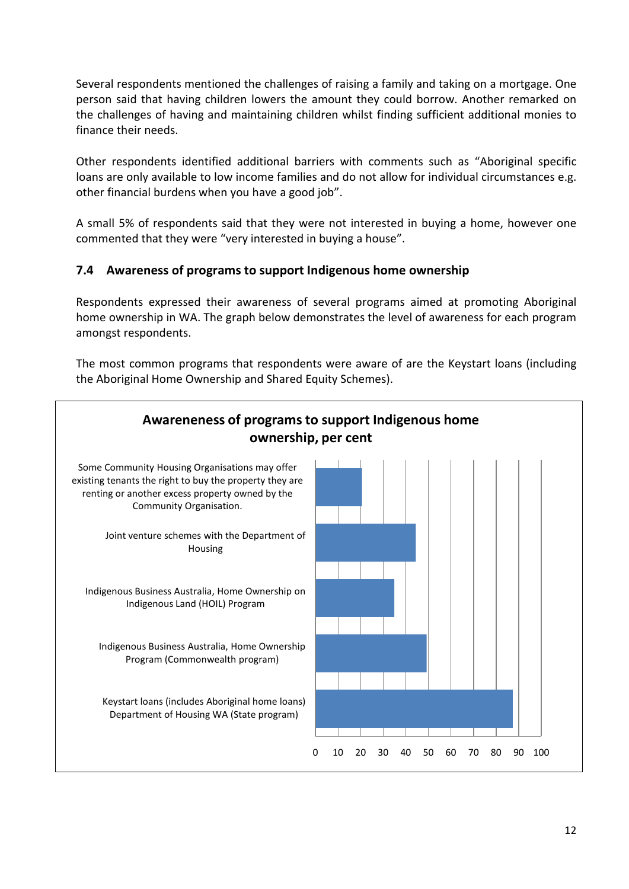Several respondents mentioned the challenges of raising a family and taking on a mortgage. One person said that having children lowers the amount they could borrow. Another remarked on the challenges of having and maintaining children whilst finding sufficient additional monies to finance their needs.

Other respondents identified additional barriers with comments such as "Aboriginal specific loans are only available to low income families and do not allow for individual circumstances e.g. other financial burdens when you have a good job".

A small 5% of respondents said that they were not interested in buying a home, however one commented that they were "very interested in buying a house".

### 7.4 Awareness of programs to support Indigenous home ownership

Respondents expressed their awareness of several programs aimed at promoting Aboriginal home ownership in WA. The graph below demonstrates the level of awareness for each program amongst respondents.

The most common programs that respondents were aware of are the Keystart loans (including the Aboriginal Home Ownership and Shared Equity Schemes).

**Awareneness of programs to support Indigenous home ownership, per cent**

| Program | Per cent (approx.) |
| --- | --- |
| Some Community Housing Organisations may offer existing tenants the right to buy the property they are renting or another excess property owned by the Community Organisation. | 21 |
| Joint venture schemes with the Department of Housing | 45 |
| Indigenous Business Australia, Home Ownership on Indigenous Land (HOIL) Program | 35 |
| Indigenous Business Australia, Home Ownership Program (Commonwealth program) | 49 |
| Keystart loans (includes Aboriginal home loans) Department of Housing WA (State program) | 87 |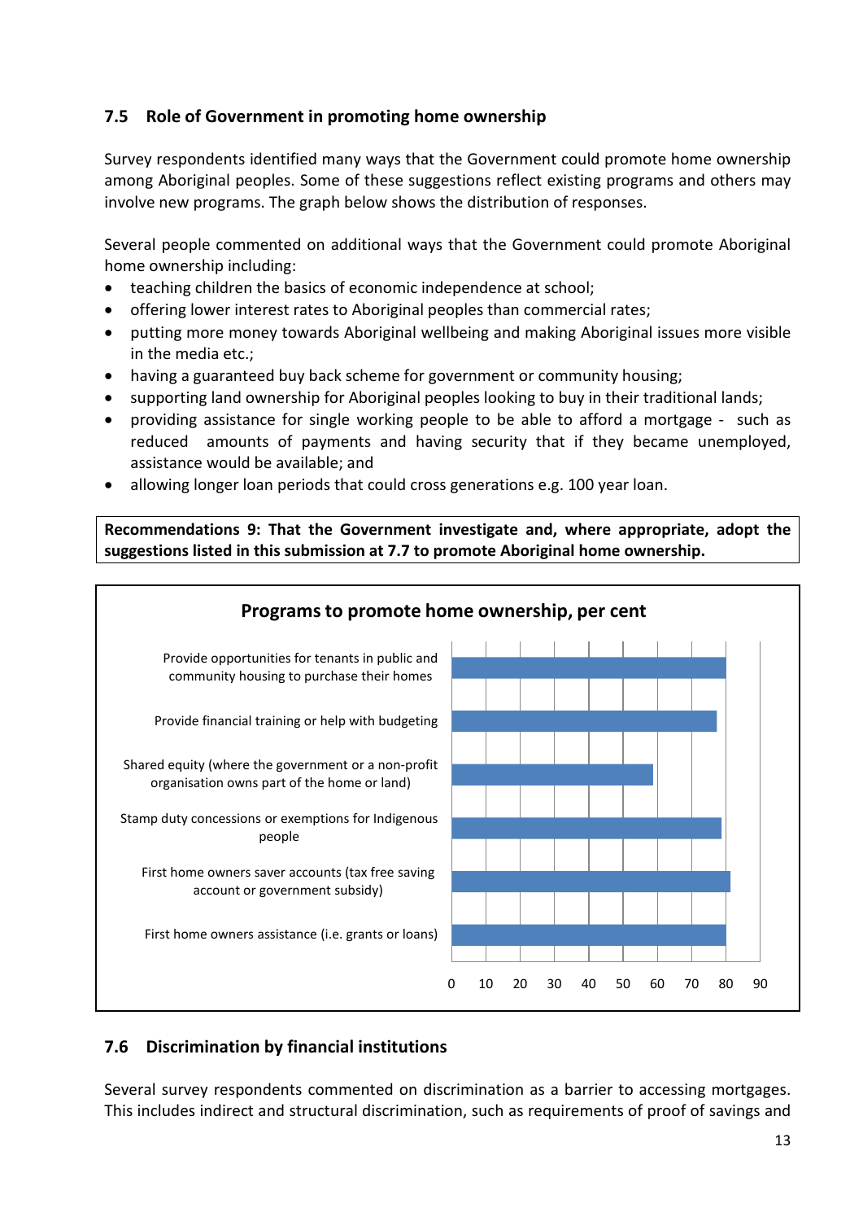## 7.5 Role of Government in promoting home ownership

Survey respondents identified many ways that the Government could promote home ownership among Aboriginal peoples. Some of these suggestions reflect existing programs and others may involve new programs. The graph below shows the distribution of responses.

Several people commented on additional ways that the Government could promote Aboriginal home ownership including:

- teaching children the basics of economic independence at school;
- offering lower interest rates to Aboriginal peoples than commercial rates;
- putting more money towards Aboriginal wellbeing and making Aboriginal issues more visible in the media etc.;
- having a guaranteed buy back scheme for government or community housing;
- supporting land ownership for Aboriginal peoples looking to buy in their traditional lands;
- providing assistance for single working people to be able to afford a mortgage - such as reduced amounts of payments and having security that if they became unemployed, assistance would be available; and
- allowing longer loan periods that could cross generations e.g. 100 year loan.

**Recommendations 9: That the Government investigate and, where appropriate, adopt the suggestions listed in this submission at 7.7 to promote Aboriginal home ownership.**

**Programs to promote home ownership, per cent**

| Program | Per cent (approx.) |
|---|---|
| Provide opportunities for tenants in public and community housing to purchase their homes | 80 |
| Provide financial training or help with budgeting | 77 |
| Shared equity (where the government or a non-profit organisation owns part of the home or land) | 59 |
| Stamp duty concessions or exemptions for Indigenous people | 79 |
| First home owners saver accounts (tax free saving account or government subsidy) | 81 |
| First home owners assistance (i.e. grants or loans) | 80 |

## 7.6 Discrimination by financial institutions

Several survey respondents commented on discrimination as a barrier to accessing mortgages. This includes indirect and structural discrimination, such as requirements of proof of savings and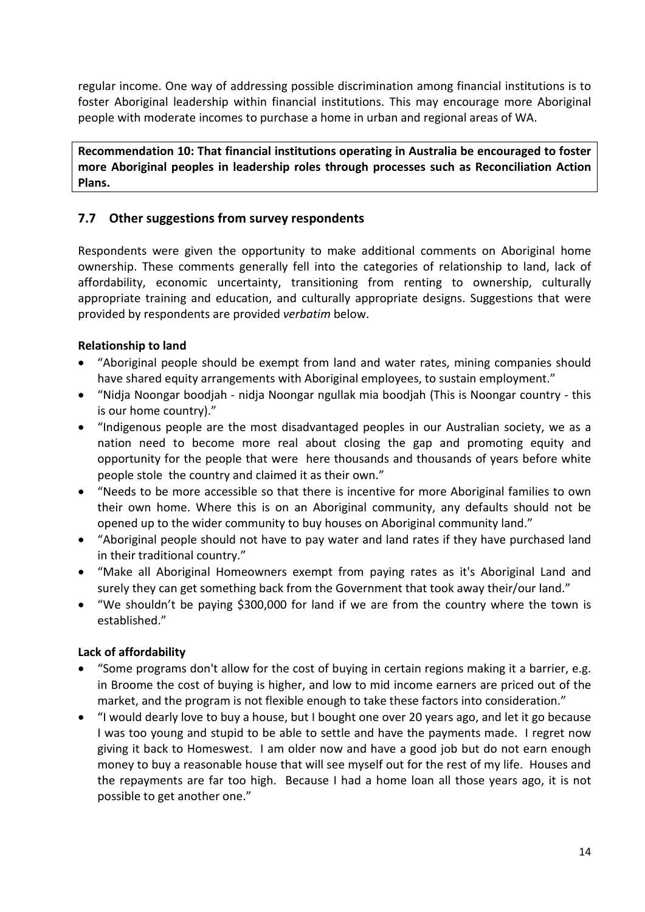regular income. One way of addressing possible discrimination among financial institutions is to foster Aboriginal leadership within financial institutions. This may encourage more Aboriginal people with moderate incomes to purchase a home in urban and regional areas of WA.

**Recommendation 10: That financial institutions operating in Australia be encouraged to foster more Aboriginal peoples in leadership roles through processes such as Reconciliation Action Plans.**

## 7.7 Other suggestions from survey respondents

Respondents were given the opportunity to make additional comments on Aboriginal home ownership. These comments generally fell into the categories of relationship to land, lack of affordability, economic uncertainty, transitioning from renting to ownership, culturally appropriate training and education, and culturally appropriate designs. Suggestions that were provided by respondents are provided *verbatim* below.

**Relationship to land**

- "Aboriginal people should be exempt from land and water rates, mining companies should have shared equity arrangements with Aboriginal employees, to sustain employment."
- "Nidja Noongar boodjah - nidja Noongar ngullak mia boodjah (This is Noongar country - this is our home country)."
- "Indigenous people are the most disadvantaged peoples in our Australian society, we as a nation need to become more real about closing the gap and promoting equity and opportunity for the people that were here thousands and thousands of years before white people stole the country and claimed it as their own."
- "Needs to be more accessible so that there is incentive for more Aboriginal families to own their own home. Where this is on an Aboriginal community, any defaults should not be opened up to the wider community to buy houses on Aboriginal community land."
- "Aboriginal people should not have to pay water and land rates if they have purchased land in their traditional country."
- "Make all Aboriginal Homeowners exempt from paying rates as it's Aboriginal Land and surely they can get something back from the Government that took away their/our land."
- "We shouldn't be paying $300,000 for land if we are from the country where the town is established."

**Lack of affordability**

- "Some programs don't allow for the cost of buying in certain regions making it a barrier, e.g. in Broome the cost of buying is higher, and low to mid income earners are priced out of the market, and the program is not flexible enough to take these factors into consideration."
- "I would dearly love to buy a house, but I bought one over 20 years ago, and let it go because I was too young and stupid to be able to settle and have the payments made. I regret now giving it back to Homeswest. I am older now and have a good job but do not earn enough money to buy a reasonable house that will see myself out for the rest of my life. Houses and the repayments are far too high. Because I had a home loan all those years ago, it is not possible to get another one."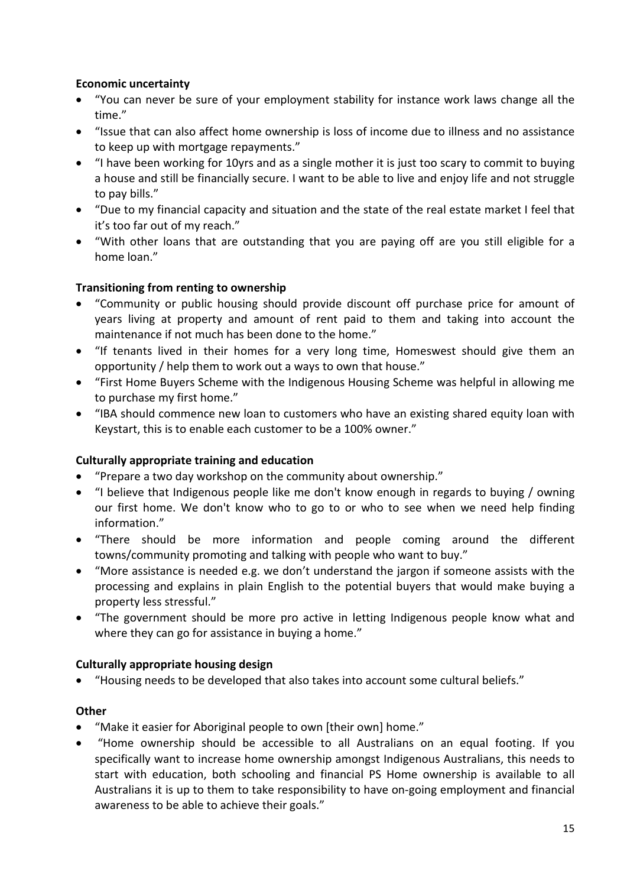**Economic uncertainty**

- "You can never be sure of your employment stability for instance work laws change all the time."
- "Issue that can also affect home ownership is loss of income due to illness and no assistance to keep up with mortgage repayments."
- "I have been working for 10yrs and as a single mother it is just too scary to commit to buying a house and still be financially secure. I want to be able to live and enjoy life and not struggle to pay bills."
- "Due to my financial capacity and situation and the state of the real estate market I feel that it's too far out of my reach."
- "With other loans that are outstanding that you are paying off are you still eligible for a home loan."

**Transitioning from renting to ownership**

- "Community or public housing should provide discount off purchase price for amount of years living at property and amount of rent paid to them and taking into account the maintenance if not much has been done to the home."
- "If tenants lived in their homes for a very long time, Homeswest should give them an opportunity / help them to work out a ways to own that house."
- "First Home Buyers Scheme with the Indigenous Housing Scheme was helpful in allowing me to purchase my first home."
- "IBA should commence new loan to customers who have an existing shared equity loan with Keystart, this is to enable each customer to be a 100% owner."

**Culturally appropriate training and education**

- "Prepare a two day workshop on the community about ownership."
- "I believe that Indigenous people like me don't know enough in regards to buying / owning our first home. We don't know who to go to or who to see when we need help finding information."
- "There should be more information and people coming around the different towns/community promoting and talking with people who want to buy."
- "More assistance is needed e.g. we don't understand the jargon if someone assists with the processing and explains in plain English to the potential buyers that would make buying a property less stressful."
- "The government should be more pro active in letting Indigenous people know what and where they can go for assistance in buying a home."

**Culturally appropriate housing design**

- "Housing needs to be developed that also takes into account some cultural beliefs."

**Other**

- "Make it easier for Aboriginal people to own [their own] home."
- "Home ownership should be accessible to all Australians on an equal footing. If you specifically want to increase home ownership amongst Indigenous Australians, this needs to start with education, both schooling and financial PS Home ownership is available to all Australians it is up to them to take responsibility to have on-going employment and financial awareness to be able to achieve their goals."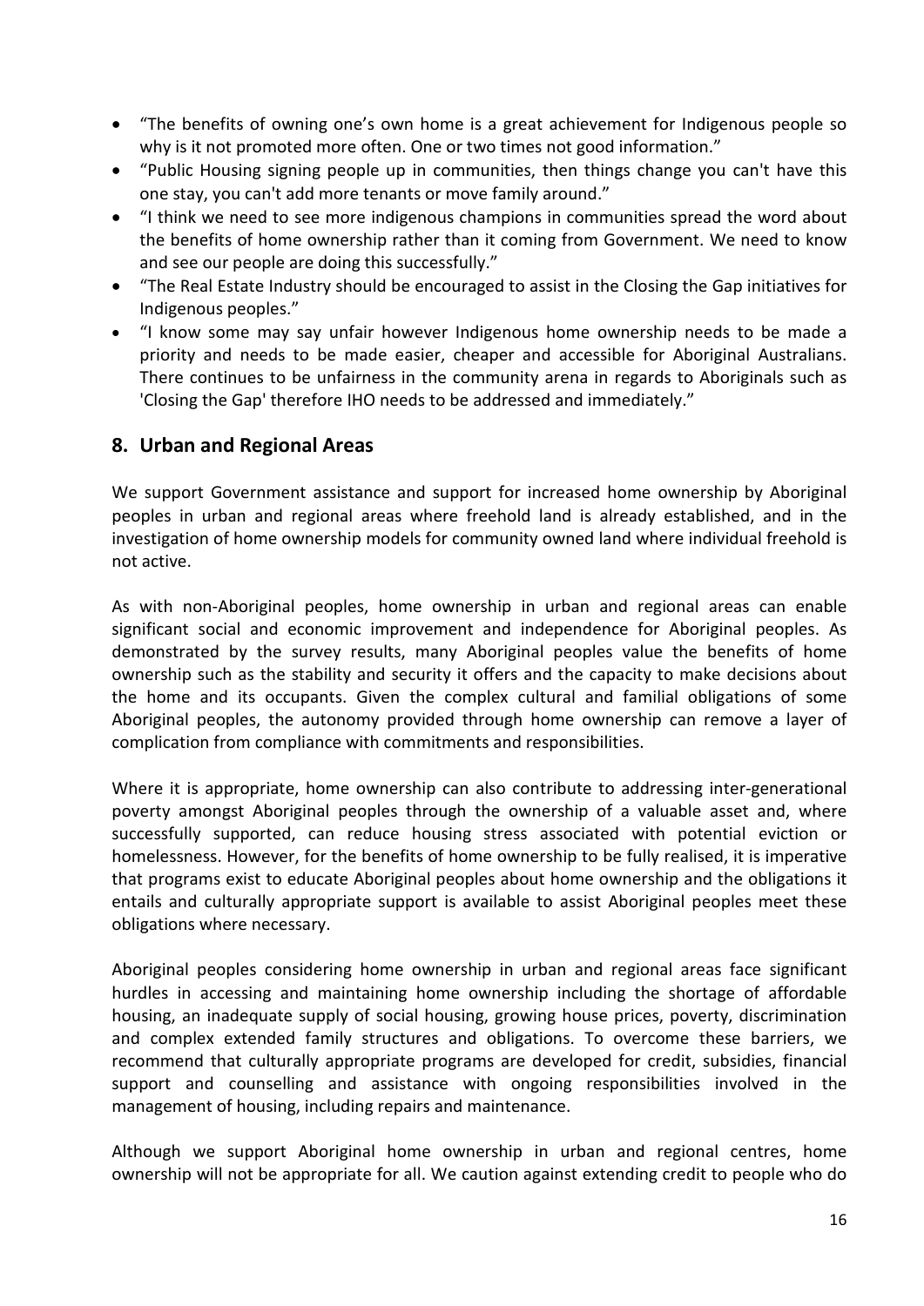- "The benefits of owning one's own home is a great achievement for Indigenous people so why is it not promoted more often. One or two times not good information."
- "Public Housing signing people up in communities, then things change you can't have this one stay, you can't add more tenants or move family around."
- "I think we need to see more indigenous champions in communities spread the word about the benefits of home ownership rather than it coming from Government. We need to know and see our people are doing this successfully."
- "The Real Estate Industry should be encouraged to assist in the Closing the Gap initiatives for Indigenous peoples."
- "I know some may say unfair however Indigenous home ownership needs to be made a priority and needs to be made easier, cheaper and accessible for Aboriginal Australians. There continues to be unfairness in the community arena in regards to Aboriginals such as 'Closing the Gap' therefore IHO needs to be addressed and immediately."

## 8. Urban and Regional Areas

We support Government assistance and support for increased home ownership by Aboriginal peoples in urban and regional areas where freehold land is already established, and in the investigation of home ownership models for community owned land where individual freehold is not active.

As with non-Aboriginal peoples, home ownership in urban and regional areas can enable significant social and economic improvement and independence for Aboriginal peoples. As demonstrated by the survey results, many Aboriginal peoples value the benefits of home ownership such as the stability and security it offers and the capacity to make decisions about the home and its occupants. Given the complex cultural and familial obligations of some Aboriginal peoples, the autonomy provided through home ownership can remove a layer of complication from compliance with commitments and responsibilities.

Where it is appropriate, home ownership can also contribute to addressing inter-generational poverty amongst Aboriginal peoples through the ownership of a valuable asset and, where successfully supported, can reduce housing stress associated with potential eviction or homelessness. However, for the benefits of home ownership to be fully realised, it is imperative that programs exist to educate Aboriginal peoples about home ownership and the obligations it entails and culturally appropriate support is available to assist Aboriginal peoples meet these obligations where necessary.

Aboriginal peoples considering home ownership in urban and regional areas face significant hurdles in accessing and maintaining home ownership including the shortage of affordable housing, an inadequate supply of social housing, growing house prices, poverty, discrimination and complex extended family structures and obligations. To overcome these barriers, we recommend that culturally appropriate programs are developed for credit, subsidies, financial support and counselling and assistance with ongoing responsibilities involved in the management of housing, including repairs and maintenance.

Although we support Aboriginal home ownership in urban and regional centres, home ownership will not be appropriate for all. We caution against extending credit to people who do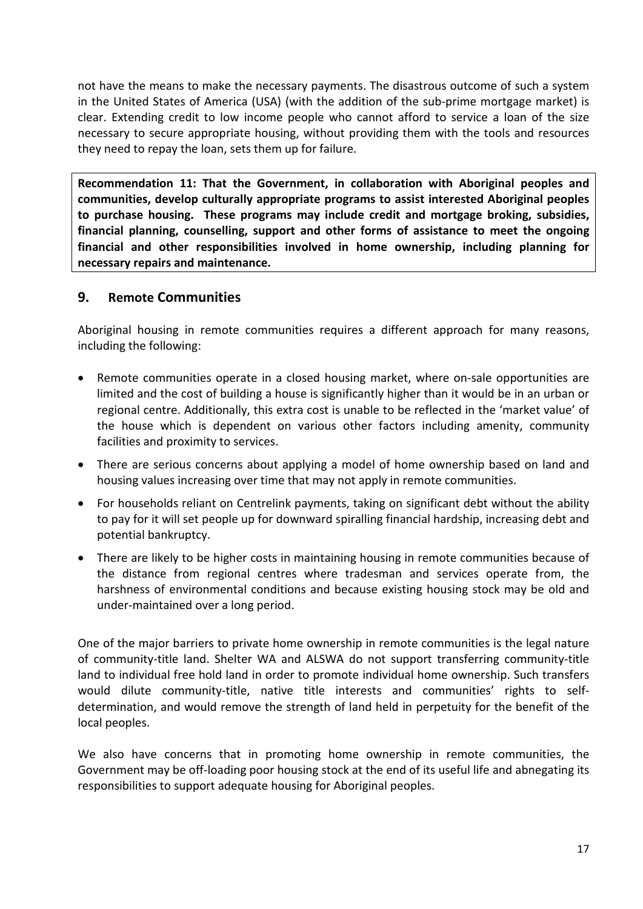not have the means to make the necessary payments. The disastrous outcome of such a system in the United States of America (USA) (with the addition of the sub-prime mortgage market) is clear. Extending credit to low income people who cannot afford to service a loan of the size necessary to secure appropriate housing, without providing them with the tools and resources they need to repay the loan, sets them up for failure.

**Recommendation 11: That the Government, in collaboration with Aboriginal peoples and communities, develop culturally appropriate programs to assist interested Aboriginal peoples to purchase housing. These programs may include credit and mortgage broking, subsidies, financial planning, counselling, support and other forms of assistance to meet the ongoing financial and other responsibilities involved in home ownership, including planning for necessary repairs and maintenance.**

## 9. Remote Communities

Aboriginal housing in remote communities requires a different approach for many reasons, including the following:

- Remote communities operate in a closed housing market, where on-sale opportunities are limited and the cost of building a house is significantly higher than it would be in an urban or regional centre. Additionally, this extra cost is unable to be reflected in the 'market value' of the house which is dependent on various other factors including amenity, community facilities and proximity to services.
- There are serious concerns about applying a model of home ownership based on land and housing values increasing over time that may not apply in remote communities.
- For households reliant on Centrelink payments, taking on significant debt without the ability to pay for it will set people up for downward spiralling financial hardship, increasing debt and potential bankruptcy.
- There are likely to be higher costs in maintaining housing in remote communities because of the distance from regional centres where tradesman and services operate from, the harshness of environmental conditions and because existing housing stock may be old and under-maintained over a long period.

One of the major barriers to private home ownership in remote communities is the legal nature of community-title land. Shelter WA and ALSWA do not support transferring community-title land to individual free hold land in order to promote individual home ownership. Such transfers would dilute community-title, native title interests and communities' rights to self-determination, and would remove the strength of land held in perpetuity for the benefit of the local peoples.

We also have concerns that in promoting home ownership in remote communities, the Government may be off-loading poor housing stock at the end of its useful life and abnegating its responsibilities to support adequate housing for Aboriginal peoples.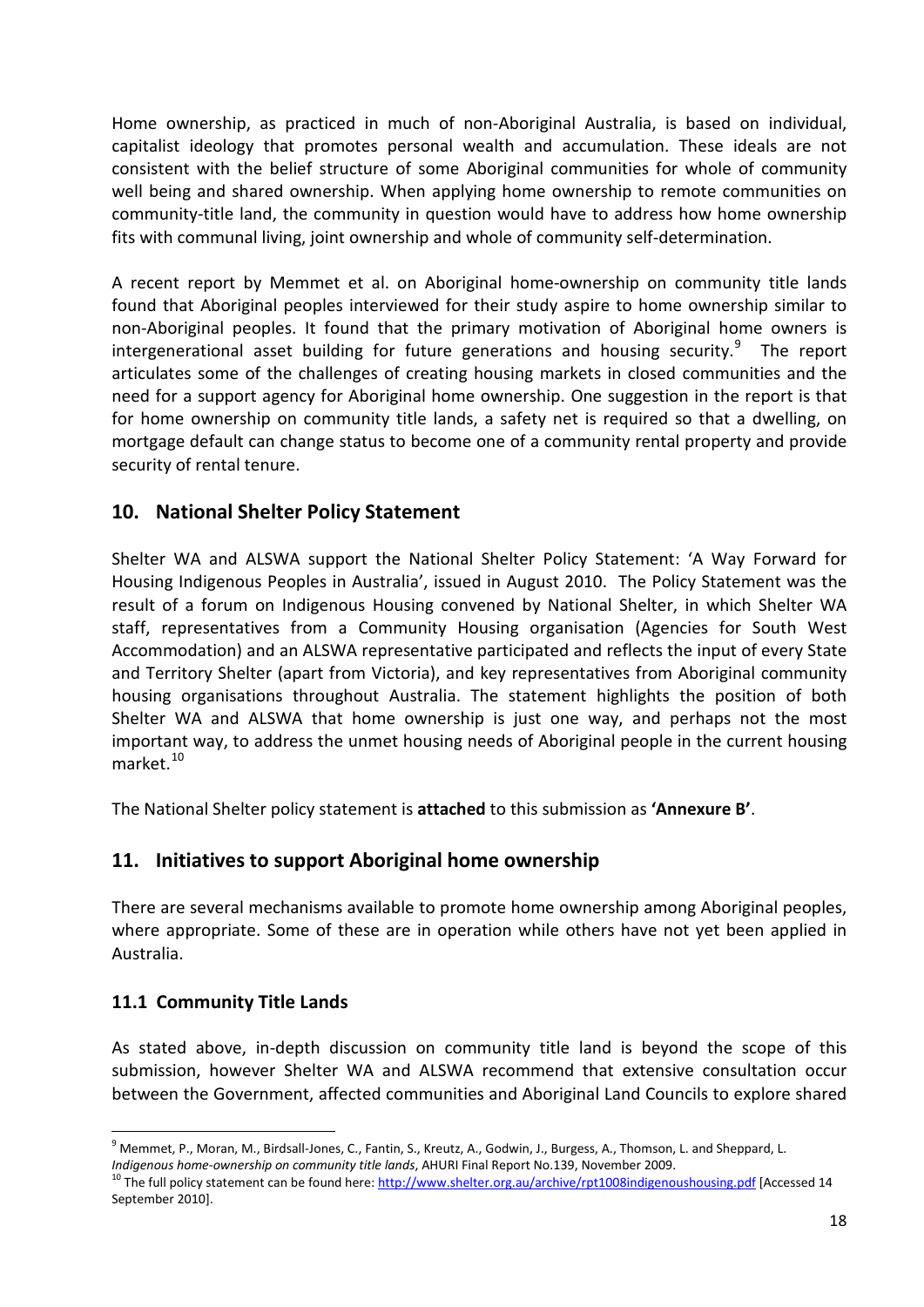Home ownership, as practiced in much of non-Aboriginal Australia, is based on individual, capitalist ideology that promotes personal wealth and accumulation. These ideals are not consistent with the belief structure of some Aboriginal communities for whole of community well being and shared ownership. When applying home ownership to remote communities on community-title land, the community in question would have to address how home ownership fits with communal living, joint ownership and whole of community self-determination.

A recent report by Memmet et al. on Aboriginal home-ownership on community title lands found that Aboriginal peoples interviewed for their study aspire to home ownership similar to non-Aboriginal peoples. It found that the primary motivation of Aboriginal home owners is intergenerational asset building for future generations and housing security.[9] The report articulates some of the challenges of creating housing markets in closed communities and the need for a support agency for Aboriginal home ownership. One suggestion in the report is that for home ownership on community title lands, a safety net is required so that a dwelling, on mortgage default can change status to become one of a community rental property and provide security of rental tenure.

## 10. National Shelter Policy Statement

Shelter WA and ALSWA support the National Shelter Policy Statement: 'A Way Forward for Housing Indigenous Peoples in Australia', issued in August 2010. The Policy Statement was the result of a forum on Indigenous Housing convened by National Shelter, in which Shelter WA staff, representatives from a Community Housing organisation (Agencies for South West Accommodation) and an ALSWA representative participated and reflects the input of every State and Territory Shelter (apart from Victoria), and key representatives from Aboriginal community housing organisations throughout Australia. The statement highlights the position of both Shelter WA and ALSWA that home ownership is just one way, and perhaps not the most important way, to address the unmet housing needs of Aboriginal people in the current housing market.[10]

The National Shelter policy statement is **attached** to this submission as **'Annexure B'**.

## 11. Initiatives to support Aboriginal home ownership

There are several mechanisms available to promote home ownership among Aboriginal peoples, where appropriate. Some of these are in operation while others have not yet been applied in Australia.

### 11.1 Community Title Lands

As stated above, in-depth discussion on community title land is beyond the scope of this submission, however Shelter WA and ALSWA recommend that extensive consultation occur between the Government, affected communities and Aboriginal Land Councils to explore shared

---

[9] Memmet, P., Moran, M., Birdsall-Jones, C., Fantin, S., Kreutz, A., Godwin, J., Burgess, A., Thomson, L. and Sheppard, L. *Indigenous home-ownership on community title lands*, AHURI Final Report No.139, November 2009.

[10] The full policy statement can be found here: http://www.shelter.org.au/archive/rpt1008indigenoushousing.pdf [Accessed 14 September 2010].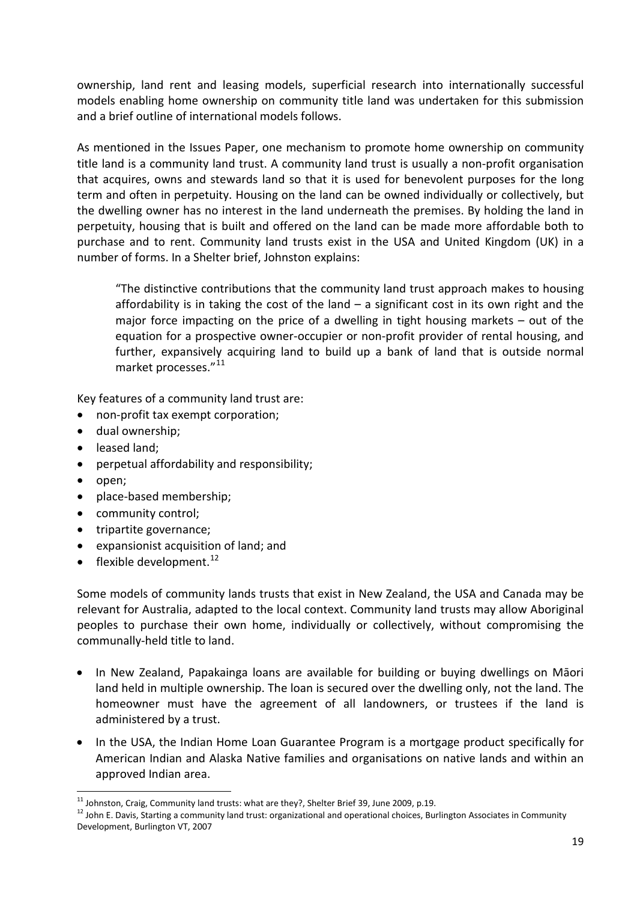ownership, land rent and leasing models, superficial research into internationally successful models enabling home ownership on community title land was undertaken for this submission and a brief outline of international models follows.

As mentioned in the Issues Paper, one mechanism to promote home ownership on community title land is a community land trust. A community land trust is usually a non-profit organisation that acquires, owns and stewards land so that it is used for benevolent purposes for the long term and often in perpetuity. Housing on the land can be owned individually or collectively, but the dwelling owner has no interest in the land underneath the premises. By holding the land in perpetuity, housing that is built and offered on the land can be made more affordable both to purchase and to rent. Community land trusts exist in the USA and United Kingdom (UK) in a number of forms. In a Shelter brief, Johnston explains:

> "The distinctive contributions that the community land trust approach makes to housing affordability is in taking the cost of the land – a significant cost in its own right and the major force impacting on the price of a dwelling in tight housing markets – out of the equation for a prospective owner-occupier or non-profit provider of rental housing, and further, expansively acquiring land to build up a bank of land that is outside normal market processes."[11]

Key features of a community land trust are:

- non-profit tax exempt corporation;
- dual ownership;
- leased land;
- perpetual affordability and responsibility;
- open;
- place-based membership;
- community control;
- tripartite governance;
- expansionist acquisition of land; and
- flexible development.[12]

Some models of community lands trusts that exist in New Zealand, the USA and Canada may be relevant for Australia, adapted to the local context. Community land trusts may allow Aboriginal peoples to purchase their own home, individually or collectively, without compromising the communally-held title to land.

- In New Zealand, Papakainga loans are available for building or buying dwellings on Māori land held in multiple ownership. The loan is secured over the dwelling only, not the land. The homeowner must have the agreement of all landowners, or trustees if the land is administered by a trust.
- In the USA, the Indian Home Loan Guarantee Program is a mortgage product specifically for American Indian and Alaska Native families and organisations on native lands and within an approved Indian area.

---

[11] Johnston, Craig, Community land trusts: what are they?, Shelter Brief 39, June 2009, p.19.

[12] John E. Davis, Starting a community land trust: organizational and operational choices, Burlington Associates in Community Development, Burlington VT, 2007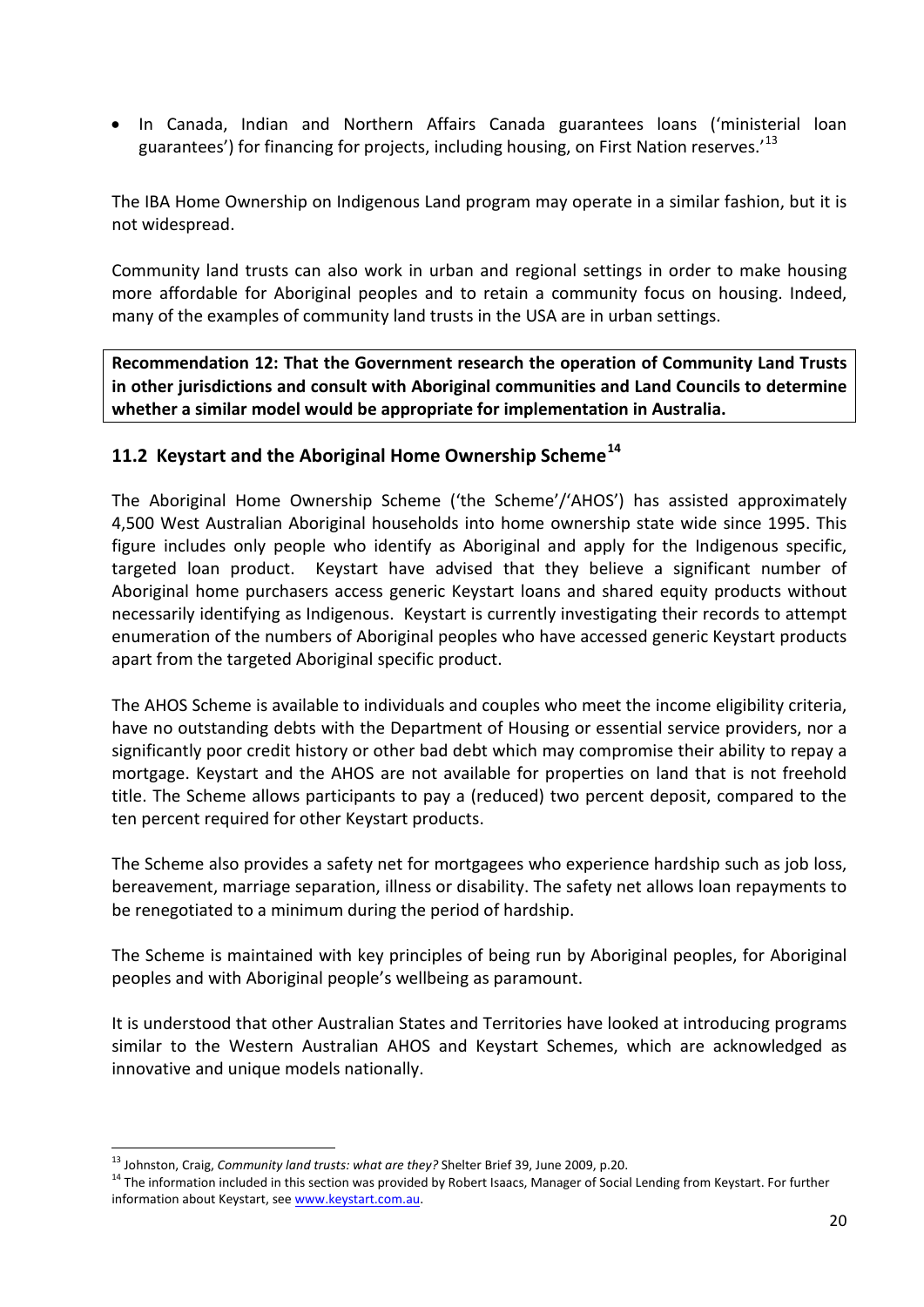- In Canada, Indian and Northern Affairs Canada guarantees loans ('ministerial loan guarantees') for financing for projects, including housing, on First Nation reserves.'[13]

The IBA Home Ownership on Indigenous Land program may operate in a similar fashion, but it is not widespread.

Community land trusts can also work in urban and regional settings in order to make housing more affordable for Aboriginal peoples and to retain a community focus on housing. Indeed, many of the examples of community land trusts in the USA are in urban settings.

**Recommendation 12: That the Government research the operation of Community Land Trusts in other jurisdictions and consult with Aboriginal communities and Land Councils to determine whether a similar model would be appropriate for implementation in Australia.**

## 11.2 Keystart and the Aboriginal Home Ownership Scheme[14]

The Aboriginal Home Ownership Scheme ('the Scheme'/'AHOS') has assisted approximately 4,500 West Australian Aboriginal households into home ownership state wide since 1995. This figure includes only people who identify as Aboriginal and apply for the Indigenous specific, targeted loan product. Keystart have advised that they believe a significant number of Aboriginal home purchasers access generic Keystart loans and shared equity products without necessarily identifying as Indigenous. Keystart is currently investigating their records to attempt enumeration of the numbers of Aboriginal peoples who have accessed generic Keystart products apart from the targeted Aboriginal specific product.

The AHOS Scheme is available to individuals and couples who meet the income eligibility criteria, have no outstanding debts with the Department of Housing or essential service providers, nor a significantly poor credit history or other bad debt which may compromise their ability to repay a mortgage. Keystart and the AHOS are not available for properties on land that is not freehold title. The Scheme allows participants to pay a (reduced) two percent deposit, compared to the ten percent required for other Keystart products.

The Scheme also provides a safety net for mortgagees who experience hardship such as job loss, bereavement, marriage separation, illness or disability. The safety net allows loan repayments to be renegotiated to a minimum during the period of hardship.

The Scheme is maintained with key principles of being run by Aboriginal peoples, for Aboriginal peoples and with Aboriginal people's wellbeing as paramount.

It is understood that other Australian States and Territories have looked at introducing programs similar to the Western Australian AHOS and Keystart Schemes, which are acknowledged as innovative and unique models nationally.

---

[13] Johnston, Craig, *Community land trusts: what are they?* Shelter Brief 39, June 2009, p.20.

[14] The information included in this section was provided by Robert Isaacs, Manager of Social Lending from Keystart. For further information about Keystart, see www.keystart.com.au.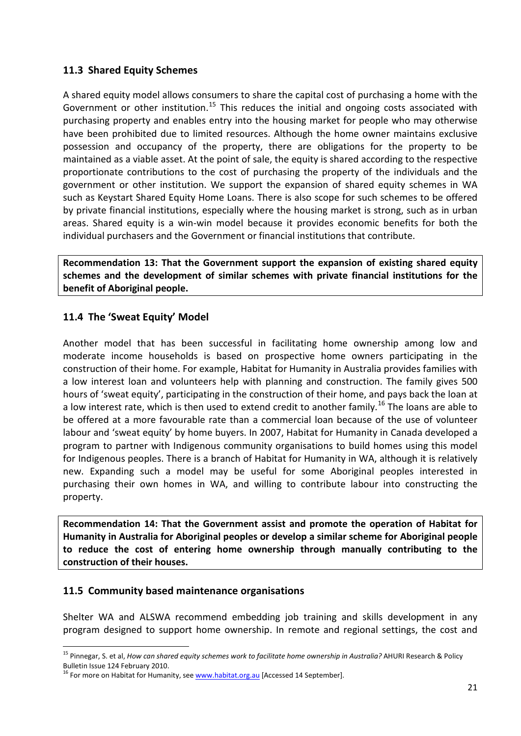### 11.3 Shared Equity Schemes

A shared equity model allows consumers to share the capital cost of purchasing a home with the Government or other institution.[15] This reduces the initial and ongoing costs associated with purchasing property and enables entry into the housing market for people who may otherwise have been prohibited due to limited resources. Although the home owner maintains exclusive possession and occupancy of the property, there are obligations for the property to be maintained as a viable asset. At the point of sale, the equity is shared according to the respective proportionate contributions to the cost of purchasing the property of the individuals and the government or other institution. We support the expansion of shared equity schemes in WA such as Keystart Shared Equity Home Loans. There is also scope for such schemes to be offered by private financial institutions, especially where the housing market is strong, such as in urban areas. Shared equity is a win-win model because it provides economic benefits for both the individual purchasers and the Government or financial institutions that contribute.

**Recommendation 13: That the Government support the expansion of existing shared equity schemes and the development of similar schemes with private financial institutions for the benefit of Aboriginal people.**

### 11.4 The 'Sweat Equity' Model

Another model that has been successful in facilitating home ownership among low and moderate income households is based on prospective home owners participating in the construction of their home. For example, Habitat for Humanity in Australia provides families with a low interest loan and volunteers help with planning and construction. The family gives 500 hours of 'sweat equity', participating in the construction of their home, and pays back the loan at a low interest rate, which is then used to extend credit to another family.[16] The loans are able to be offered at a more favourable rate than a commercial loan because of the use of volunteer labour and 'sweat equity' by home buyers. In 2007, Habitat for Humanity in Canada developed a program to partner with Indigenous community organisations to build homes using this model for Indigenous peoples. There is a branch of Habitat for Humanity in WA, although it is relatively new. Expanding such a model may be useful for some Aboriginal peoples interested in purchasing their own homes in WA, and willing to contribute labour into constructing the property.

**Recommendation 14: That the Government assist and promote the operation of Habitat for Humanity in Australia for Aboriginal peoples or develop a similar scheme for Aboriginal people to reduce the cost of entering home ownership through manually contributing to the construction of their houses.**

### 11.5 Community based maintenance organisations

Shelter WA and ALSWA recommend embedding job training and skills development in any program designed to support home ownership. In remote and regional settings, the cost and

---

[15] Pinnegar, S. et al, *How can shared equity schemes work to facilitate home ownership in Australia?* AHURI Research & Policy Bulletin Issue 124 February 2010.

[16] For more on Habitat for Humanity, see www.habitat.org.au [Accessed 14 September].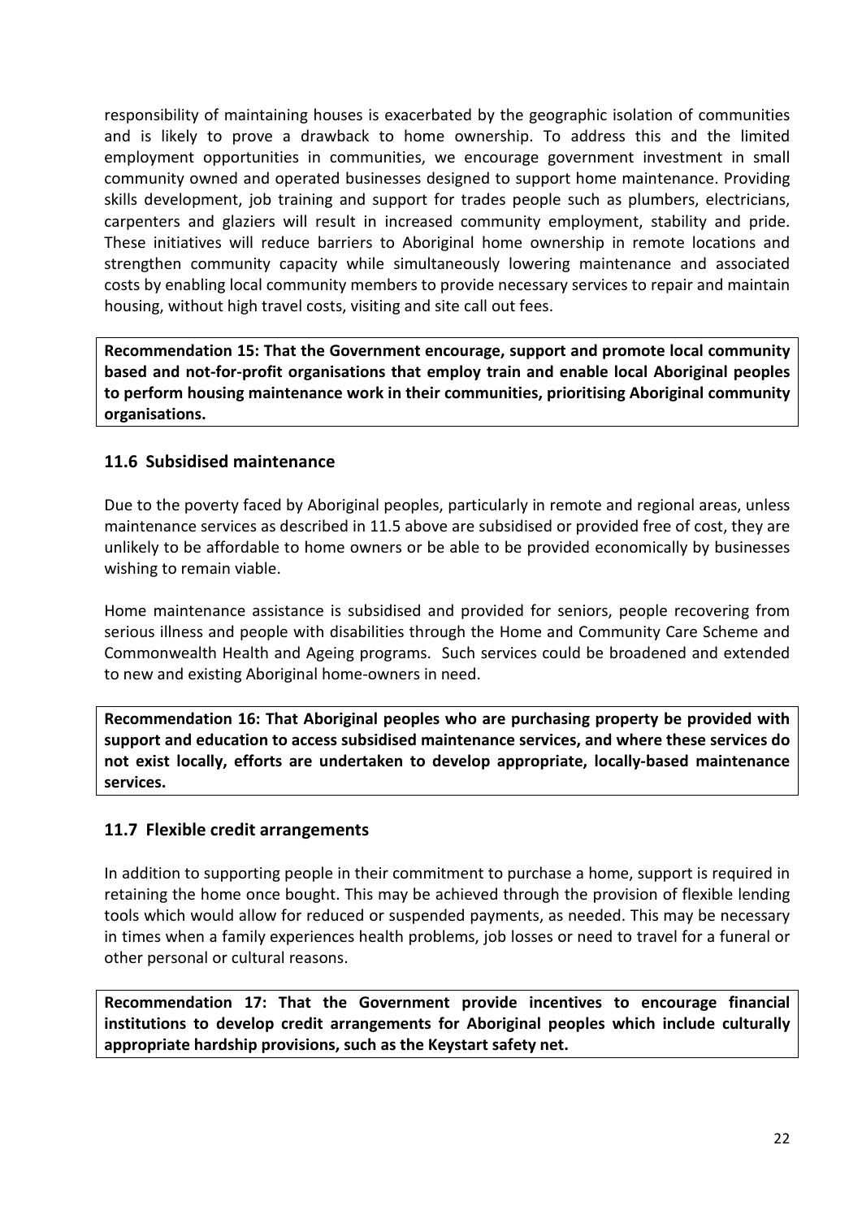responsibility of maintaining houses is exacerbated by the geographic isolation of communities and is likely to prove a drawback to home ownership. To address this and the limited employment opportunities in communities, we encourage government investment in small community owned and operated businesses designed to support home maintenance. Providing skills development, job training and support for trades people such as plumbers, electricians, carpenters and glaziers will result in increased community employment, stability and pride. These initiatives will reduce barriers to Aboriginal home ownership in remote locations and strengthen community capacity while simultaneously lowering maintenance and associated costs by enabling local community members to provide necessary services to repair and maintain housing, without high travel costs, visiting and site call out fees.

**Recommendation 15: That the Government encourage, support and promote local community based and not-for-profit organisations that employ train and enable local Aboriginal peoples to perform housing maintenance work in their communities, prioritising Aboriginal community organisations.**

### 11.6 Subsidised maintenance

Due to the poverty faced by Aboriginal peoples, particularly in remote and regional areas, unless maintenance services as described in 11.5 above are subsidised or provided free of cost, they are unlikely to be affordable to home owners or be able to be provided economically by businesses wishing to remain viable.

Home maintenance assistance is subsidised and provided for seniors, people recovering from serious illness and people with disabilities through the Home and Community Care Scheme and Commonwealth Health and Ageing programs. Such services could be broadened and extended to new and existing Aboriginal home-owners in need.

**Recommendation 16: That Aboriginal peoples who are purchasing property be provided with support and education to access subsidised maintenance services, and where these services do not exist locally, efforts are undertaken to develop appropriate, locally-based maintenance services.**

### 11.7 Flexible credit arrangements

In addition to supporting people in their commitment to purchase a home, support is required in retaining the home once bought. This may be achieved through the provision of flexible lending tools which would allow for reduced or suspended payments, as needed. This may be necessary in times when a family experiences health problems, job losses or need to travel for a funeral or other personal or cultural reasons.

**Recommendation 17: That the Government provide incentives to encourage financial institutions to develop credit arrangements for Aboriginal peoples which include culturally appropriate hardship provisions, such as the Keystart safety net.**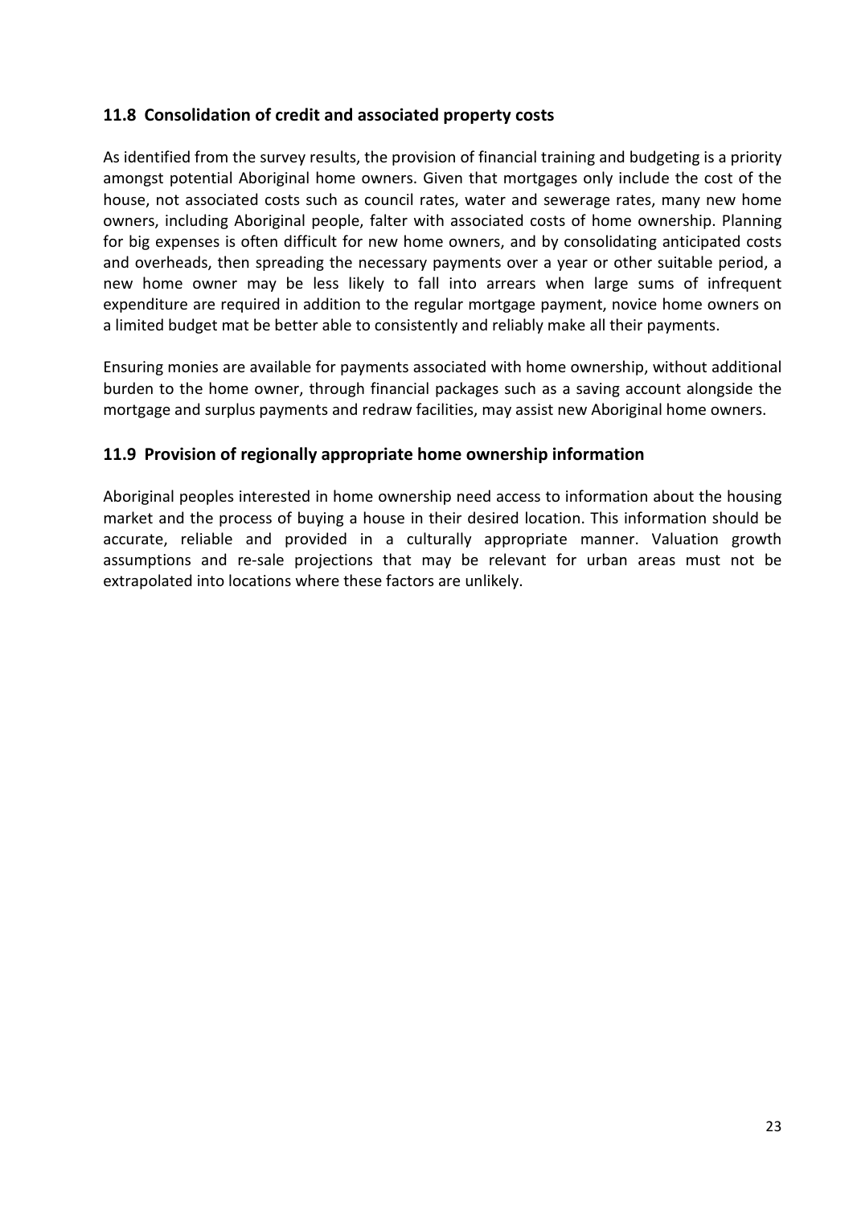## 11.8 Consolidation of credit and associated property costs

As identified from the survey results, the provision of financial training and budgeting is a priority amongst potential Aboriginal home owners. Given that mortgages only include the cost of the house, not associated costs such as council rates, water and sewerage rates, many new home owners, including Aboriginal people, falter with associated costs of home ownership. Planning for big expenses is often difficult for new home owners, and by consolidating anticipated costs and overheads, then spreading the necessary payments over a year or other suitable period, a new home owner may be less likely to fall into arrears when large sums of infrequent expenditure are required in addition to the regular mortgage payment, novice home owners on a limited budget mat be better able to consistently and reliably make all their payments.

Ensuring monies are available for payments associated with home ownership, without additional burden to the home owner, through financial packages such as a saving account alongside the mortgage and surplus payments and redraw facilities, may assist new Aboriginal home owners.

## 11.9 Provision of regionally appropriate home ownership information

Aboriginal peoples interested in home ownership need access to information about the housing market and the process of buying a house in their desired location. This information should be accurate, reliable and provided in a culturally appropriate manner. Valuation growth assumptions and re-sale projections that may be relevant for urban areas must not be extrapolated into locations where these factors are unlikely.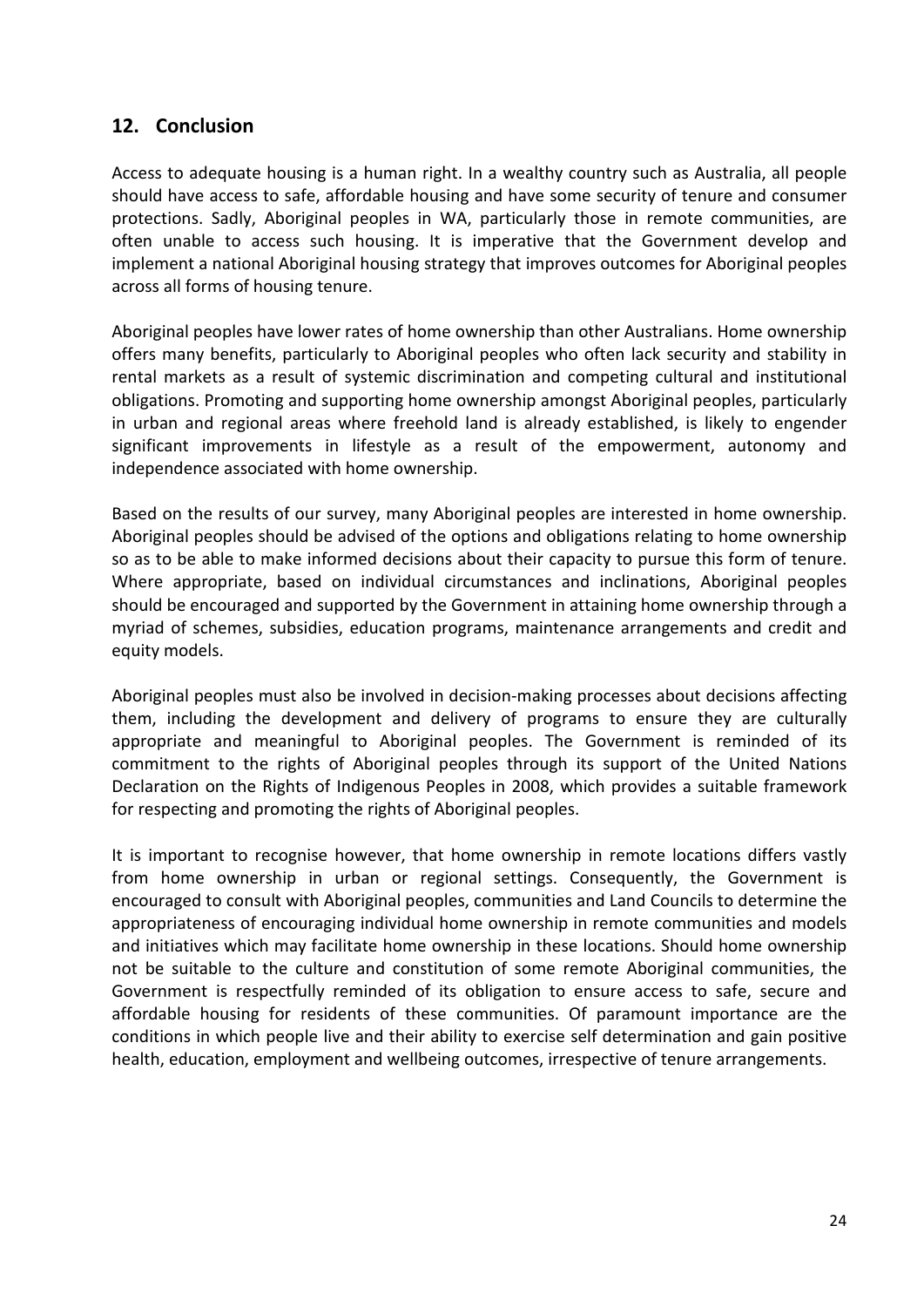## 12. Conclusion

Access to adequate housing is a human right. In a wealthy country such as Australia, all people should have access to safe, affordable housing and have some security of tenure and consumer protections. Sadly, Aboriginal peoples in WA, particularly those in remote communities, are often unable to access such housing. It is imperative that the Government develop and implement a national Aboriginal housing strategy that improves outcomes for Aboriginal peoples across all forms of housing tenure.

Aboriginal peoples have lower rates of home ownership than other Australians. Home ownership offers many benefits, particularly to Aboriginal peoples who often lack security and stability in rental markets as a result of systemic discrimination and competing cultural and institutional obligations. Promoting and supporting home ownership amongst Aboriginal peoples, particularly in urban and regional areas where freehold land is already established, is likely to engender significant improvements in lifestyle as a result of the empowerment, autonomy and independence associated with home ownership.

Based on the results of our survey, many Aboriginal peoples are interested in home ownership. Aboriginal peoples should be advised of the options and obligations relating to home ownership so as to be able to make informed decisions about their capacity to pursue this form of tenure. Where appropriate, based on individual circumstances and inclinations, Aboriginal peoples should be encouraged and supported by the Government in attaining home ownership through a myriad of schemes, subsidies, education programs, maintenance arrangements and credit and equity models.

Aboriginal peoples must also be involved in decision-making processes about decisions affecting them, including the development and delivery of programs to ensure they are culturally appropriate and meaningful to Aboriginal peoples. The Government is reminded of its commitment to the rights of Aboriginal peoples through its support of the United Nations Declaration on the Rights of Indigenous Peoples in 2008, which provides a suitable framework for respecting and promoting the rights of Aboriginal peoples.

It is important to recognise however, that home ownership in remote locations differs vastly from home ownership in urban or regional settings. Consequently, the Government is encouraged to consult with Aboriginal peoples, communities and Land Councils to determine the appropriateness of encouraging individual home ownership in remote communities and models and initiatives which may facilitate home ownership in these locations. Should home ownership not be suitable to the culture and constitution of some remote Aboriginal communities, the Government is respectfully reminded of its obligation to ensure access to safe, secure and affordable housing for residents of these communities. Of paramount importance are the conditions in which people live and their ability to exercise self determination and gain positive health, education, employment and wellbeing outcomes, irrespective of tenure arrangements.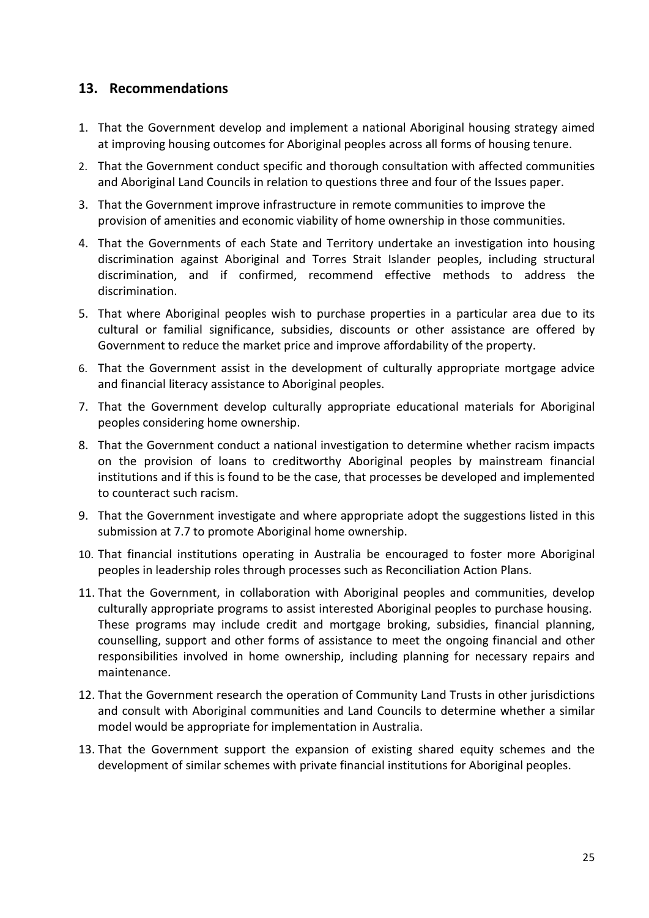## 13. Recommendations

1. That the Government develop and implement a national Aboriginal housing strategy aimed at improving housing outcomes for Aboriginal peoples across all forms of housing tenure.
2. That the Government conduct specific and thorough consultation with affected communities and Aboriginal Land Councils in relation to questions three and four of the Issues paper.
3. That the Government improve infrastructure in remote communities to improve the provision of amenities and economic viability of home ownership in those communities.
4. That the Governments of each State and Territory undertake an investigation into housing discrimination against Aboriginal and Torres Strait Islander peoples, including structural discrimination, and if confirmed, recommend effective methods to address the discrimination.
5. That where Aboriginal peoples wish to purchase properties in a particular area due to its cultural or familial significance, subsidies, discounts or other assistance are offered by Government to reduce the market price and improve affordability of the property.
6. That the Government assist in the development of culturally appropriate mortgage advice and financial literacy assistance to Aboriginal peoples.
7. That the Government develop culturally appropriate educational materials for Aboriginal peoples considering home ownership.
8. That the Government conduct a national investigation to determine whether racism impacts on the provision of loans to creditworthy Aboriginal peoples by mainstream financial institutions and if this is found to be the case, that processes be developed and implemented to counteract such racism.
9. That the Government investigate and where appropriate adopt the suggestions listed in this submission at 7.7 to promote Aboriginal home ownership.
10. That financial institutions operating in Australia be encouraged to foster more Aboriginal peoples in leadership roles through processes such as Reconciliation Action Plans.
11. That the Government, in collaboration with Aboriginal peoples and communities, develop culturally appropriate programs to assist interested Aboriginal peoples to purchase housing. These programs may include credit and mortgage broking, subsidies, financial planning, counselling, support and other forms of assistance to meet the ongoing financial and other responsibilities involved in home ownership, including planning for necessary repairs and maintenance.
12. That the Government research the operation of Community Land Trusts in other jurisdictions and consult with Aboriginal communities and Land Councils to determine whether a similar model would be appropriate for implementation in Australia.
13. That the Government support the expansion of existing shared equity schemes and the development of similar schemes with private financial institutions for Aboriginal peoples.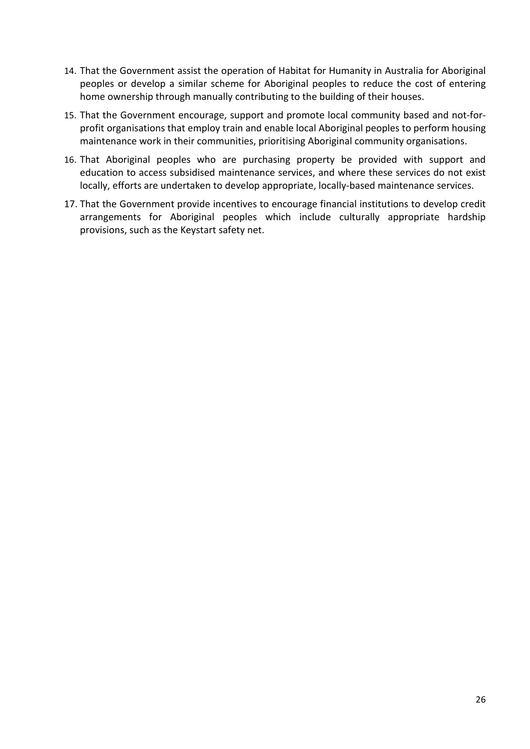14. That the Government assist the operation of Habitat for Humanity in Australia for Aboriginal peoples or develop a similar scheme for Aboriginal peoples to reduce the cost of entering home ownership through manually contributing to the building of their houses.
15. That the Government encourage, support and promote local community based and not-for-profit organisations that employ train and enable local Aboriginal peoples to perform housing maintenance work in their communities, prioritising Aboriginal community organisations.
16. That Aboriginal peoples who are purchasing property be provided with support and education to access subsidised maintenance services, and where these services do not exist locally, efforts are undertaken to develop appropriate, locally-based maintenance services.
17. That the Government provide incentives to encourage financial institutions to develop credit arrangements for Aboriginal peoples which include culturally appropriate hardship provisions, such as the Keystart safety net.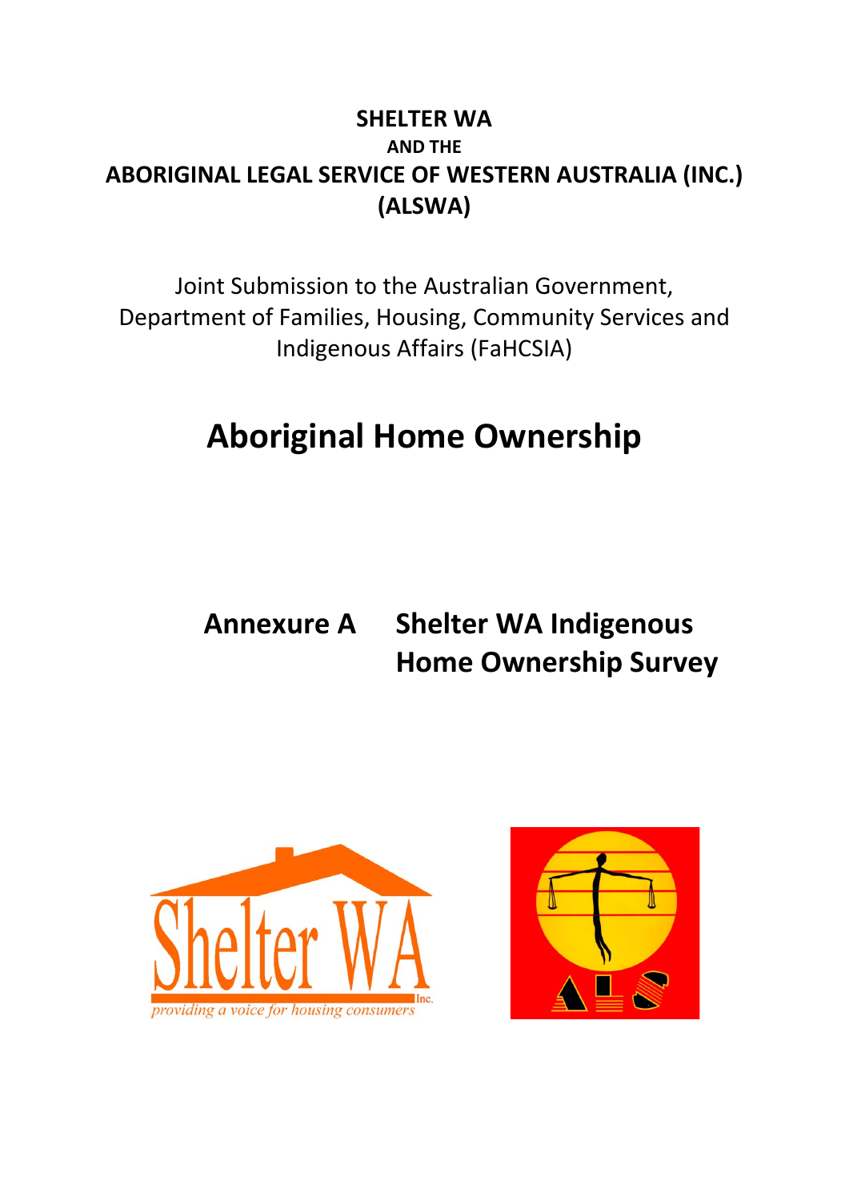**SHELTER WA**

**AND THE**

**ABORIGINAL LEGAL SERVICE OF WESTERN AUSTRALIA (INC.) (ALSWA)**

Joint Submission to the Australian Government, Department of Families, Housing, Community Services and Indigenous Affairs (FaHCSIA)

# Aboriginal Home Ownership

## Annexure A Shelter WA Indigenous Home Ownership Survey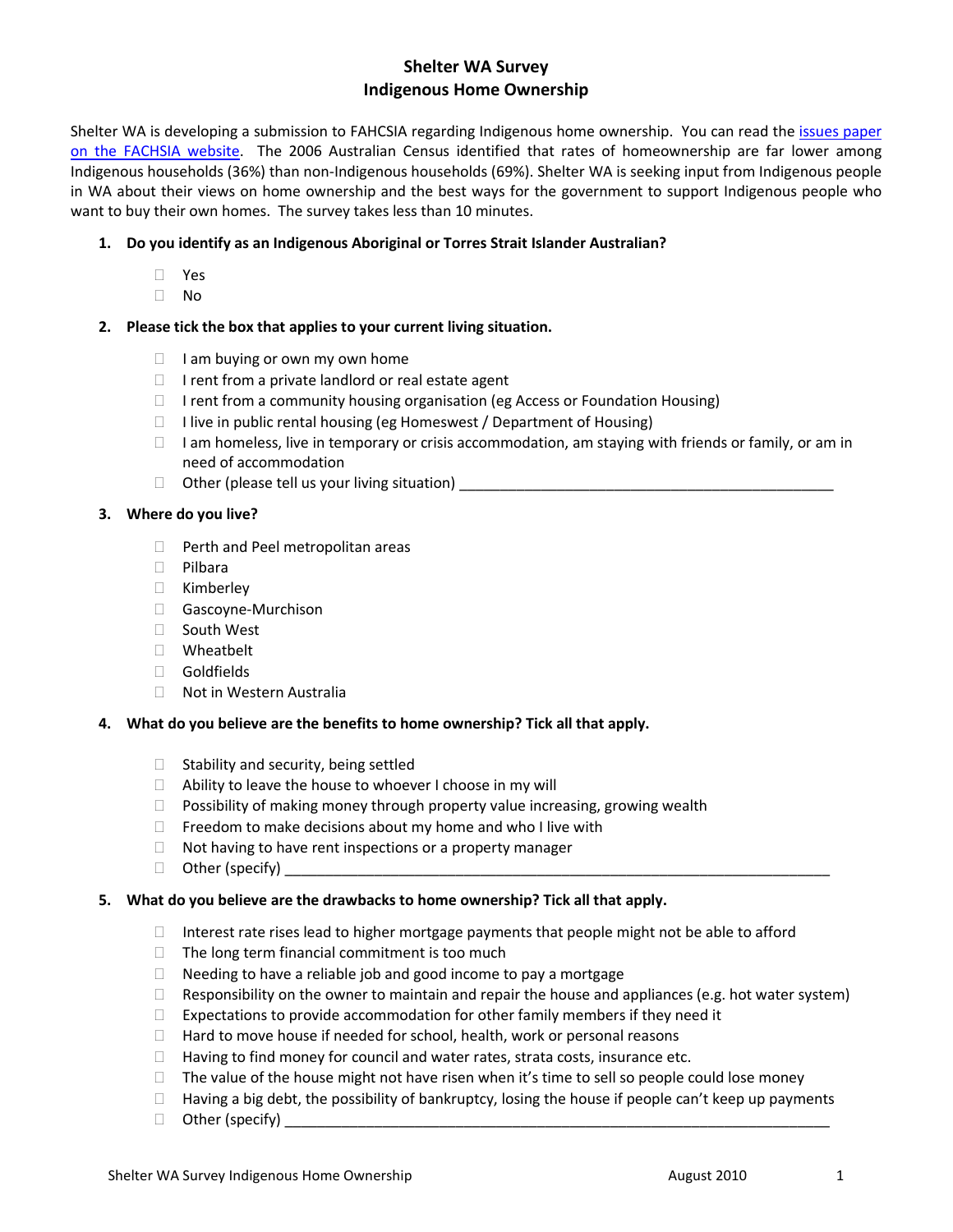# Shelter WA Survey
## Indigenous Home Ownership

Shelter WA is developing a submission to FAHCSIA regarding Indigenous home ownership. You can read the issues paper on the FACHSIA website. The 2006 Australian Census identified that rates of homeownership are far lower among Indigenous households (36%) than non-Indigenous households (69%). Shelter WA is seeking input from Indigenous people in WA about their views on home ownership and the best ways for the government to support Indigenous people who want to buy their own homes. The survey takes less than 10 minutes.

**1. Do you identify as an Indigenous Aboriginal or Torres Strait Islander Australian?**

- ☐ Yes
- ☐ No

**2. Please tick the box that applies to your current living situation.**

- ☐ I am buying or own my own home
- ☐ I rent from a private landlord or real estate agent
- ☐ I rent from a community housing organisation (eg Access or Foundation Housing)
- ☐ I live in public rental housing (eg Homeswest / Department of Housing)
- ☐ I am homeless, live in temporary or crisis accommodation, am staying with friends or family, or am in need of accommodation
- ☐ Other (please tell us your living situation) _______________________________________________

**3. Where do you live?**

- ☐ Perth and Peel metropolitan areas
- ☐ Pilbara
- ☐ Kimberley
- ☐ Gascoyne-Murchison
- ☐ South West
- ☐ Wheatbelt
- ☐ Goldfields
- ☐ Not in Western Australia

**4. What do you believe are the benefits to home ownership? Tick all that apply.**

- ☐ Stability and security, being settled
- ☐ Ability to leave the house to whoever I choose in my will
- ☐ Possibility of making money through property value increasing, growing wealth
- ☐ Freedom to make decisions about my home and who I live with
- ☐ Not having to have rent inspections or a property manager
- ☐ Other (specify) _____________________________________________________________________

**5. What do you believe are the drawbacks to home ownership? Tick all that apply.**

- ☐ Interest rate rises lead to higher mortgage payments that people might not be able to afford
- ☐ The long term financial commitment is too much
- ☐ Needing to have a reliable job and good income to pay a mortgage
- ☐ Responsibility on the owner to maintain and repair the house and appliances (e.g. hot water system)
- ☐ Expectations to provide accommodation for other family members if they need it
- ☐ Hard to move house if needed for school, health, work or personal reasons
- ☐ Having to find money for council and water rates, strata costs, insurance etc.
- ☐ The value of the house might not have risen when it's time to sell so people could lose money
- ☐ Having a big debt, the possibility of bankruptcy, losing the house if people can't keep up payments
- ☐ Other (specify) _____________________________________________________________________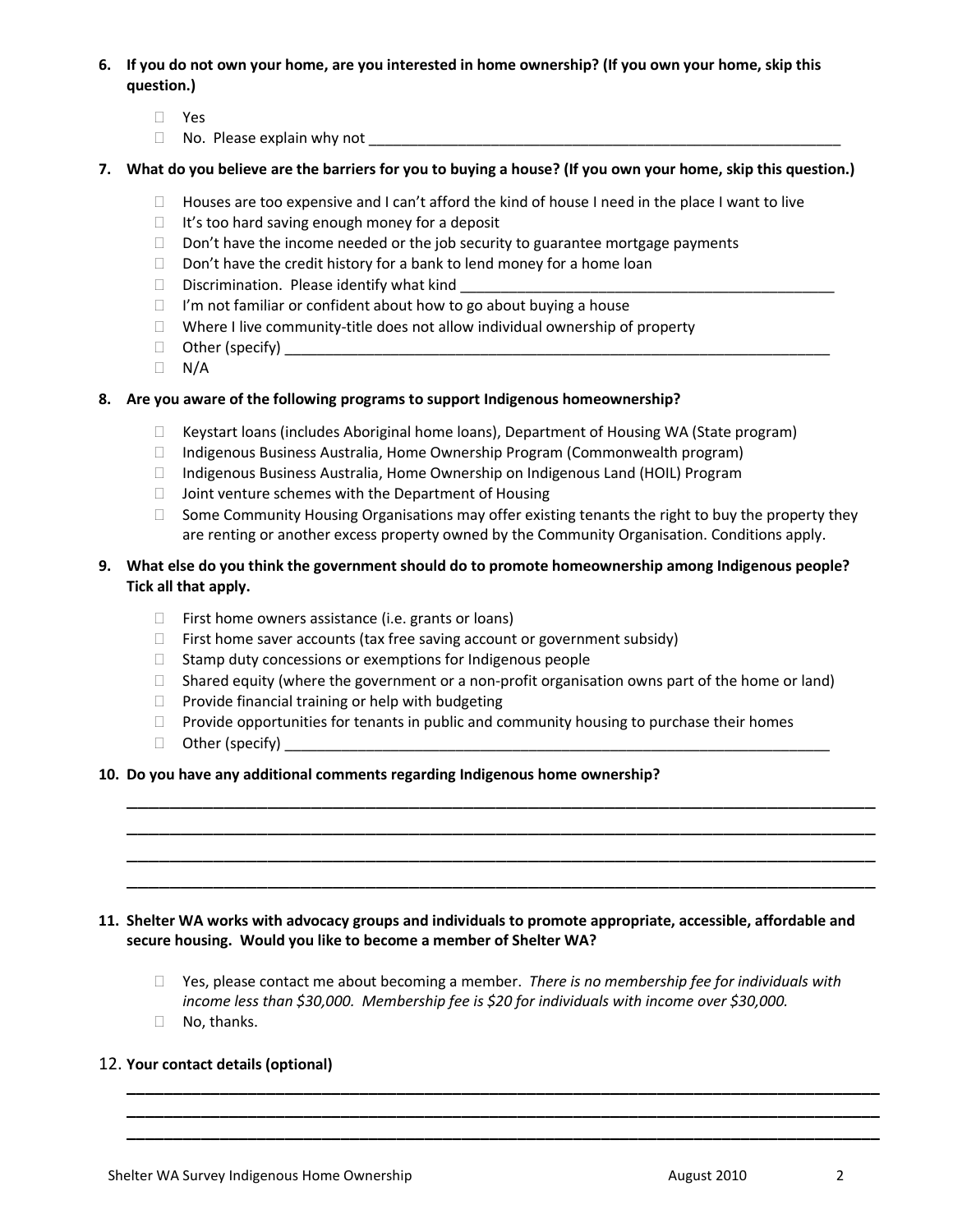**6. If you do not own your home, are you interested in home ownership? (If you own your home, skip this question.)**

- ☐ Yes
- ☐ No. Please explain why not ____________________________________________________________

**7. What do you believe are the barriers for you to buying a house? (If you own your home, skip this question.)**

- ☐ Houses are too expensive and I can't afford the kind of house I need in the place I want to live
- ☐ It's too hard saving enough money for a deposit
- ☐ Don't have the income needed or the job security to guarantee mortgage payments
- ☐ Don't have the credit history for a bank to lend money for a home loan
- ☐ Discrimination. Please identify what kind _______________________________________________
- ☐ I'm not familiar or confident about how to go about buying a house
- ☐ Where I live community-title does not allow individual ownership of property
- ☐ Other (specify) _____________________________________________________________________
- ☐ N/A

**8. Are you aware of the following programs to support Indigenous homeownership?**

- ☐ Keystart loans (includes Aboriginal home loans), Department of Housing WA (State program)
- ☐ Indigenous Business Australia, Home Ownership Program (Commonwealth program)
- ☐ Indigenous Business Australia, Home Ownership on Indigenous Land (HOIL) Program
- ☐ Joint venture schemes with the Department of Housing
- ☐ Some Community Housing Organisations may offer existing tenants the right to buy the property they are renting or another excess property owned by the Community Organisation. Conditions apply.

**9. What else do you think the government should do to promote homeownership among Indigenous people? Tick all that apply.**

- ☐ First home owners assistance (i.e. grants or loans)
- ☐ First home saver accounts (tax free saving account or government subsidy)
- ☐ Stamp duty concessions or exemptions for Indigenous people
- ☐ Shared equity (where the government or a non-profit organisation owns part of the home or land)
- ☐ Provide financial training or help with budgeting
- ☐ Provide opportunities for tenants in public and community housing to purchase their homes
- ☐ Other (specify) _____________________________________________________________________

**10. Do you have any additional comments regarding Indigenous home ownership?**

______________________________________________________________________________________________

______________________________________________________________________________________________

______________________________________________________________________________________________

______________________________________________________________________________________________

**11. Shelter WA works with advocacy groups and individuals to promote appropriate, accessible, affordable and secure housing. Would you like to become a member of Shelter WA?**

- ☐ Yes, please contact me about becoming a member. *There is no membership fee for individuals with income less than $30,000. Membership fee is $20 for individuals with income over $30,000.*
- ☐ No, thanks.

12. **Your contact details (optional)**

______________________________________________________________________________________________

______________________________________________________________________________________________

______________________________________________________________________________________________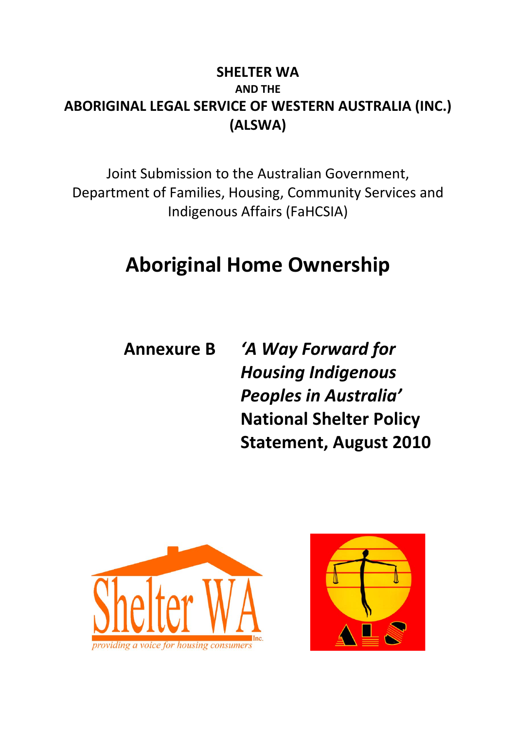**SHELTER WA**

**AND THE**

**ABORIGINAL LEGAL SERVICE OF WESTERN AUSTRALIA (INC.) (ALSWA)**

Joint Submission to the Australian Government, Department of Families, Housing, Community Services and Indigenous Affairs (FaHCSIA)

# Aboriginal Home Ownership

## Annexure B *'A Way Forward for Housing Indigenous Peoples in Australia'* National Shelter Policy Statement, August 2010

Shelter WA Inc.

*providing a voice for housing consumers*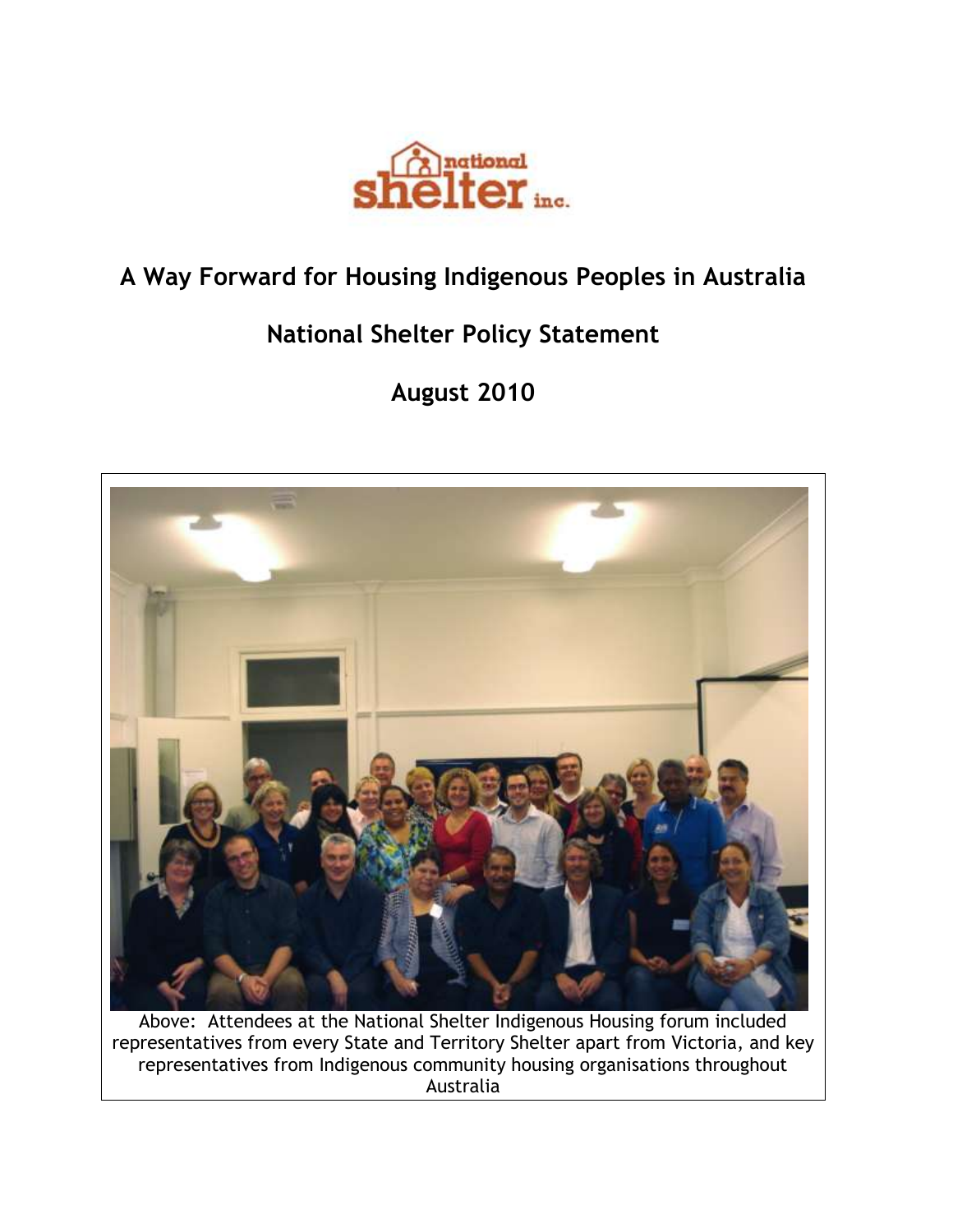# A Way Forward for Housing Indigenous Peoples in Australia

## National Shelter Policy Statement

## August 2010

Above: Attendees at the National Shelter Indigenous Housing forum included representatives from every State and Territory Shelter apart from Victoria, and key representatives from Indigenous community housing organisations throughout Australia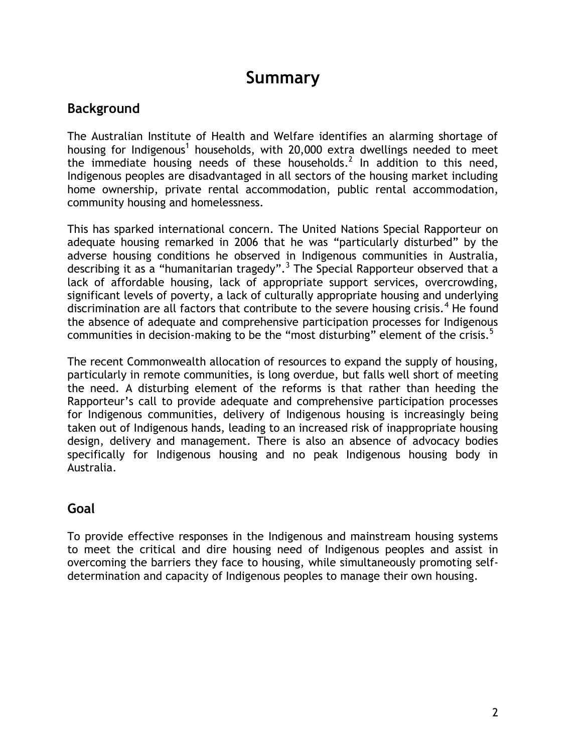# Summary

## Background

The Australian Institute of Health and Welfare identifies an alarming shortage of housing for Indigenous[1] households, with 20,000 extra dwellings needed to meet the immediate housing needs of these households.[2] In addition to this need, Indigenous peoples are disadvantaged in all sectors of the housing market including home ownership, private rental accommodation, public rental accommodation, community housing and homelessness.

This has sparked international concern. The United Nations Special Rapporteur on adequate housing remarked in 2006 that he was "particularly disturbed" by the adverse housing conditions he observed in Indigenous communities in Australia, describing it as a "humanitarian tragedy".[3] The Special Rapporteur observed that a lack of affordable housing, lack of appropriate support services, overcrowding, significant levels of poverty, a lack of culturally appropriate housing and underlying discrimination are all factors that contribute to the severe housing crisis.[4] He found the absence of adequate and comprehensive participation processes for Indigenous communities in decision-making to be the "most disturbing" element of the crisis.[5]

The recent Commonwealth allocation of resources to expand the supply of housing, particularly in remote communities, is long overdue, but falls well short of meeting the need. A disturbing element of the reforms is that rather than heeding the Rapporteur's call to provide adequate and comprehensive participation processes for Indigenous communities, delivery of Indigenous housing is increasingly being taken out of Indigenous hands, leading to an increased risk of inappropriate housing design, delivery and management. There is also an absence of advocacy bodies specifically for Indigenous housing and no peak Indigenous housing body in Australia.

## Goal

To provide effective responses in the Indigenous and mainstream housing systems to meet the critical and dire housing need of Indigenous peoples and assist in overcoming the barriers they face to housing, while simultaneously promoting self-determination and capacity of Indigenous peoples to manage their own housing.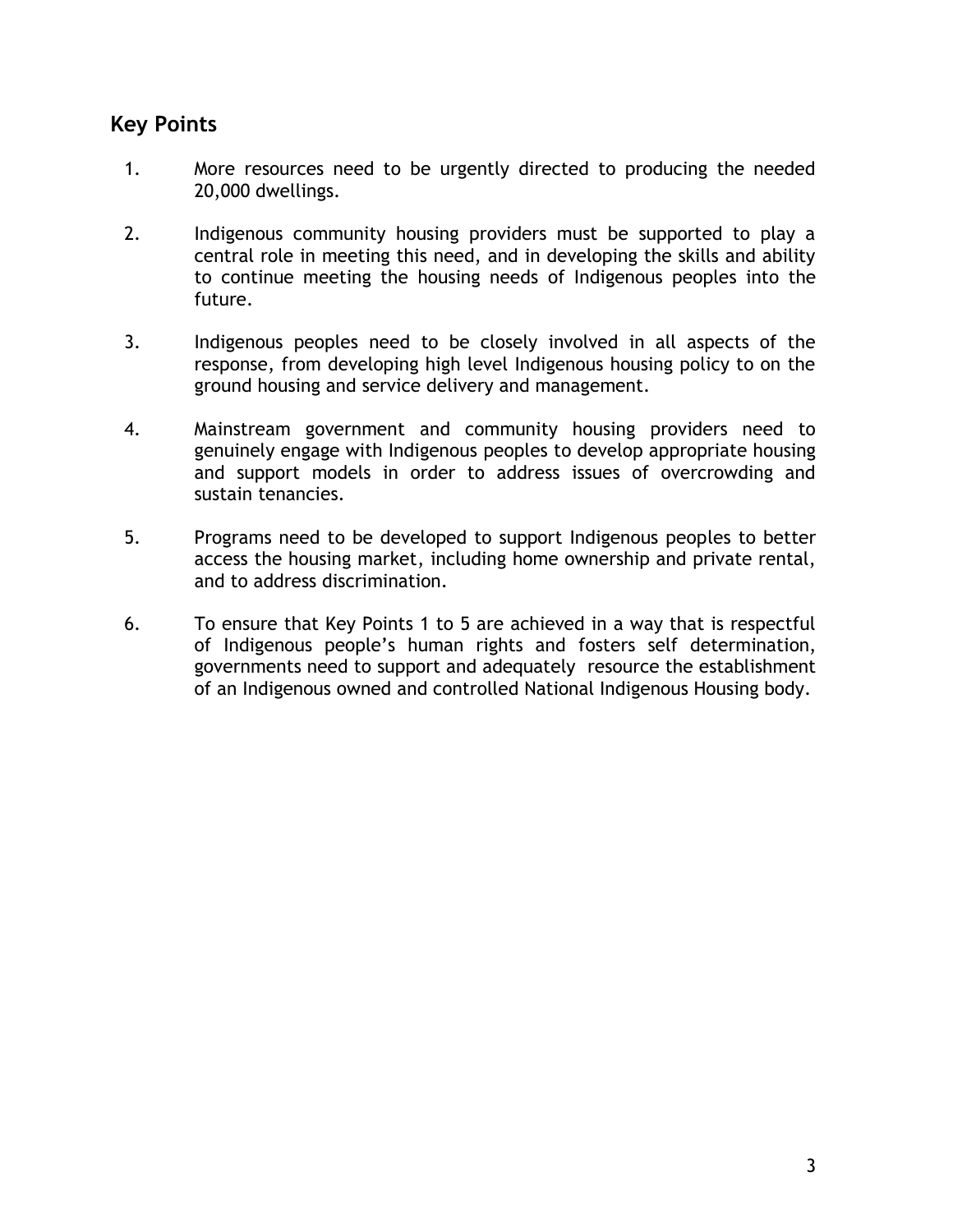## Key Points

1. More resources need to be urgently directed to producing the needed 20,000 dwellings.
2. Indigenous community housing providers must be supported to play a central role in meeting this need, and in developing the skills and ability to continue meeting the housing needs of Indigenous peoples into the future.
3. Indigenous peoples need to be closely involved in all aspects of the response, from developing high level Indigenous housing policy to on the ground housing and service delivery and management.
4. Mainstream government and community housing providers need to genuinely engage with Indigenous peoples to develop appropriate housing and support models in order to address issues of overcrowding and sustain tenancies.
5. Programs need to be developed to support Indigenous peoples to better access the housing market, including home ownership and private rental, and to address discrimination.
6. To ensure that Key Points 1 to 5 are achieved in a way that is respectful of Indigenous people's human rights and fosters self determination, governments need to support and adequately resource the establishment of an Indigenous owned and controlled National Indigenous Housing body.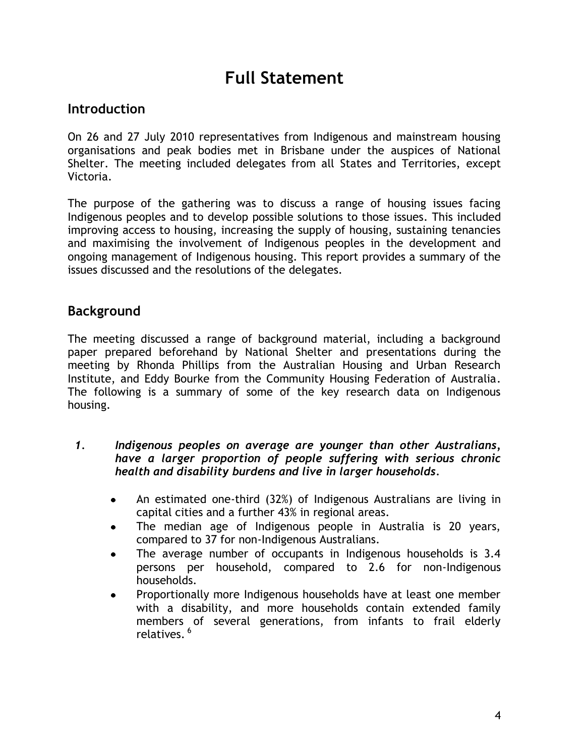# Full Statement

## Introduction

On 26 and 27 July 2010 representatives from Indigenous and mainstream housing organisations and peak bodies met in Brisbane under the auspices of National Shelter. The meeting included delegates from all States and Territories, except Victoria.

The purpose of the gathering was to discuss a range of housing issues facing Indigenous peoples and to develop possible solutions to those issues. This included improving access to housing, increasing the supply of housing, sustaining tenancies and maximising the involvement of Indigenous peoples in the development and ongoing management of Indigenous housing. This report provides a summary of the issues discussed and the resolutions of the delegates.

## Background

The meeting discussed a range of background material, including a background paper prepared beforehand by National Shelter and presentations during the meeting by Rhonda Phillips from the Australian Housing and Urban Research Institute, and Eddy Bourke from the Community Housing Federation of Australia. The following is a summary of some of the key research data on Indigenous housing.

1. ***Indigenous peoples on average are younger than other Australians, have a larger proportion of people suffering with serious chronic health and disability burdens and live in larger households.***

   - An estimated one-third (32%) of Indigenous Australians are living in capital cities and a further 43% in regional areas.
   - The median age of Indigenous people in Australia is 20 years, compared to 37 for non-Indigenous Australians.
   - The average number of occupants in Indigenous households is 3.4 persons per household, compared to 2.6 for non-Indigenous households.
   - Proportionally more Indigenous households have at least one member with a disability, and more households contain extended family members of several generations, from infants to frail elderly relatives. [6]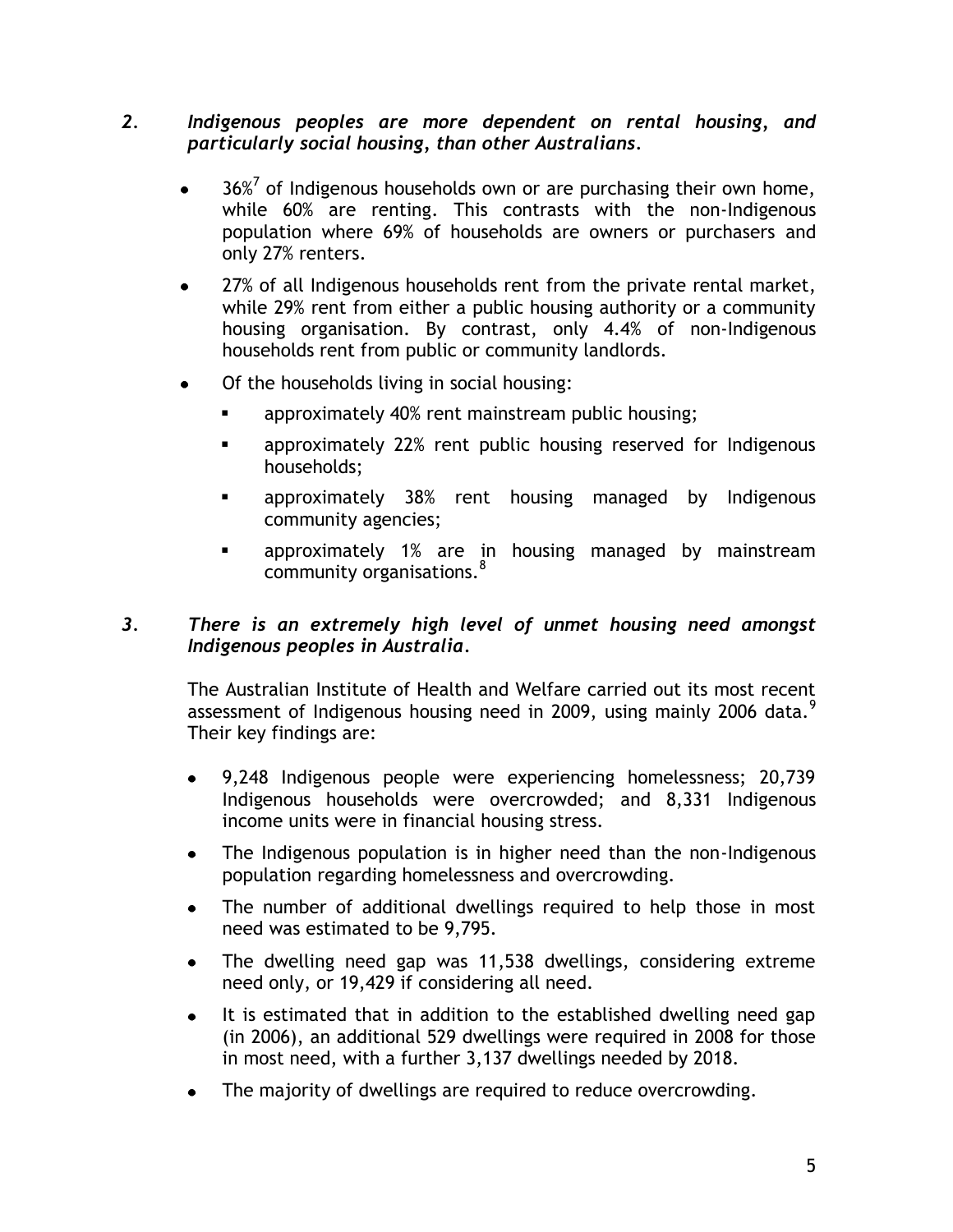*2. Indigenous peoples are more dependent on rental housing, and particularly social housing, than other Australians.*

- 36%[7] of Indigenous households own or are purchasing their own home, while 60% are renting. This contrasts with the non-Indigenous population where 69% of households are owners or purchasers and only 27% renters.
- 27% of all Indigenous households rent from the private rental market, while 29% rent from either a public housing authority or a community housing organisation. By contrast, only 4.4% of non-Indigenous households rent from public or community landlords.
- Of the households living in social housing:
  - approximately 40% rent mainstream public housing;
  - approximately 22% rent public housing reserved for Indigenous households;
  - approximately 38% rent housing managed by Indigenous community agencies;
  - approximately 1% are in housing managed by mainstream community organisations.[8]

*3. There is an extremely high level of unmet housing need amongst Indigenous peoples in Australia.*

The Australian Institute of Health and Welfare carried out its most recent assessment of Indigenous housing need in 2009, using mainly 2006 data.[9] Their key findings are:

- 9,248 Indigenous people were experiencing homelessness; 20,739 Indigenous households were overcrowded; and 8,331 Indigenous income units were in financial housing stress.
- The Indigenous population is in higher need than the non-Indigenous population regarding homelessness and overcrowding.
- The number of additional dwellings required to help those in most need was estimated to be 9,795.
- The dwelling need gap was 11,538 dwellings, considering extreme need only, or 19,429 if considering all need.
- It is estimated that in addition to the established dwelling need gap (in 2006), an additional 529 dwellings were required in 2008 for those in most need, with a further 3,137 dwellings needed by 2018.
- The majority of dwellings are required to reduce overcrowding.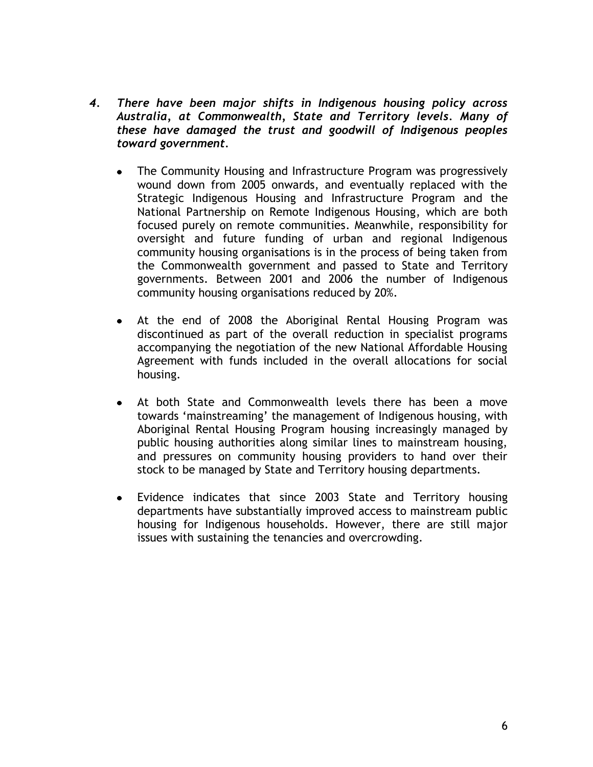4. ***There have been major shifts in Indigenous housing policy across Australia, at Commonwealth, State and Territory levels. Many of these have damaged the trust and goodwill of Indigenous peoples toward government.***

   - The Community Housing and Infrastructure Program was progressively wound down from 2005 onwards, and eventually replaced with the Strategic Indigenous Housing and Infrastructure Program and the National Partnership on Remote Indigenous Housing, which are both focused purely on remote communities. Meanwhile, responsibility for oversight and future funding of urban and regional Indigenous community housing organisations is in the process of being taken from the Commonwealth government and passed to State and Territory governments. Between 2001 and 2006 the number of Indigenous community housing organisations reduced by 20%.

   - At the end of 2008 the Aboriginal Rental Housing Program was discontinued as part of the overall reduction in specialist programs accompanying the negotiation of the new National Affordable Housing Agreement with funds included in the overall allocations for social housing.

   - At both State and Commonwealth levels there has been a move towards 'mainstreaming' the management of Indigenous housing, with Aboriginal Rental Housing Program housing increasingly managed by public housing authorities along similar lines to mainstream housing, and pressures on community housing providers to hand over their stock to be managed by State and Territory housing departments.

   - Evidence indicates that since 2003 State and Territory housing departments have substantially improved access to mainstream public housing for Indigenous households. However, there are still major issues with sustaining the tenancies and overcrowding.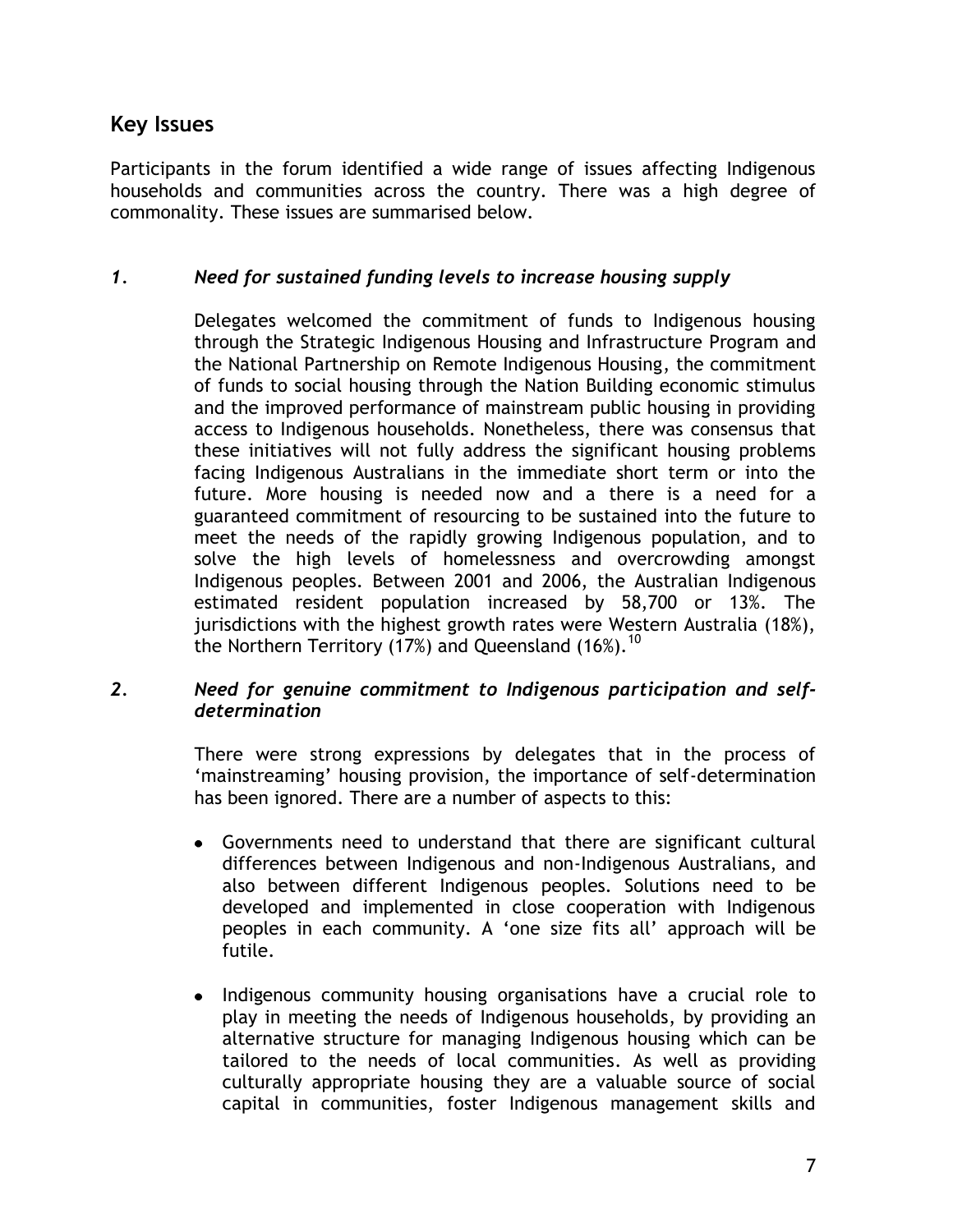## Key Issues

Participants in the forum identified a wide range of issues affecting Indigenous households and communities across the country. There was a high degree of commonality. These issues are summarised below.

### *1. Need for sustained funding levels to increase housing supply*

Delegates welcomed the commitment of funds to Indigenous housing through the Strategic Indigenous Housing and Infrastructure Program and the National Partnership on Remote Indigenous Housing, the commitment of funds to social housing through the Nation Building economic stimulus and the improved performance of mainstream public housing in providing access to Indigenous households. Nonetheless, there was consensus that these initiatives will not fully address the significant housing problems facing Indigenous Australians in the immediate short term or into the future. More housing is needed now and a there is a need for a guaranteed commitment of resourcing to be sustained into the future to meet the needs of the rapidly growing Indigenous population, and to solve the high levels of homelessness and overcrowding amongst Indigenous peoples. Between 2001 and 2006, the Australian Indigenous estimated resident population increased by 58,700 or 13%. The jurisdictions with the highest growth rates were Western Australia (18%), the Northern Territory (17%) and Queensland (16%).[10]

### *2. Need for genuine commitment to Indigenous participation and self-determination*

There were strong expressions by delegates that in the process of 'mainstreaming' housing provision, the importance of self-determination has been ignored. There are a number of aspects to this:

- Governments need to understand that there are significant cultural differences between Indigenous and non-Indigenous Australians, and also between different Indigenous peoples. Solutions need to be developed and implemented in close cooperation with Indigenous peoples in each community. A 'one size fits all' approach will be futile.
- Indigenous community housing organisations have a crucial role to play in meeting the needs of Indigenous households, by providing an alternative structure for managing Indigenous housing which can be tailored to the needs of local communities. As well as providing culturally appropriate housing they are a valuable source of social capital in communities, foster Indigenous management skills and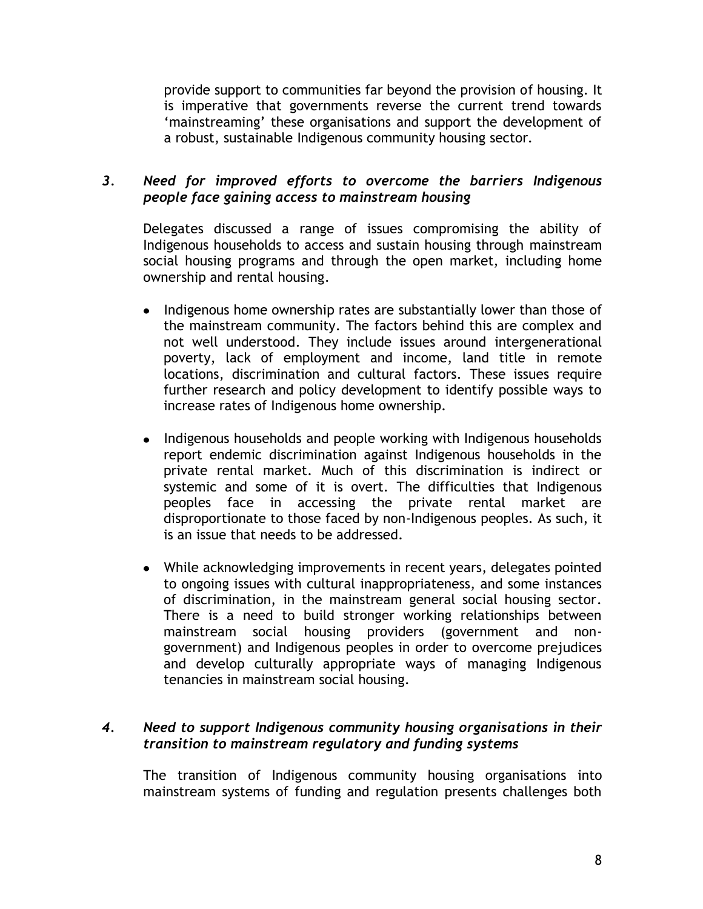provide support to communities far beyond the provision of housing. It is imperative that governments reverse the current trend towards 'mainstreaming' these organisations and support the development of a robust, sustainable Indigenous community housing sector.

### *3. Need for improved efforts to overcome the barriers Indigenous people face gaining access to mainstream housing*

Delegates discussed a range of issues compromising the ability of Indigenous households to access and sustain housing through mainstream social housing programs and through the open market, including home ownership and rental housing.

- Indigenous home ownership rates are substantially lower than those of the mainstream community. The factors behind this are complex and not well understood. They include issues around intergenerational poverty, lack of employment and income, land title in remote locations, discrimination and cultural factors. These issues require further research and policy development to identify possible ways to increase rates of Indigenous home ownership.

- Indigenous households and people working with Indigenous households report endemic discrimination against Indigenous households in the private rental market. Much of this discrimination is indirect or systemic and some of it is overt. The difficulties that Indigenous peoples face in accessing the private rental market are disproportionate to those faced by non-Indigenous peoples. As such, it is an issue that needs to be addressed.

- While acknowledging improvements in recent years, delegates pointed to ongoing issues with cultural inappropriateness, and some instances of discrimination, in the mainstream general social housing sector. There is a need to build stronger working relationships between mainstream social housing providers (government and non-government) and Indigenous peoples in order to overcome prejudices and develop culturally appropriate ways of managing Indigenous tenancies in mainstream social housing.

### *4. Need to support Indigenous community housing organisations in their transition to mainstream regulatory and funding systems*

The transition of Indigenous community housing organisations into mainstream systems of funding and regulation presents challenges both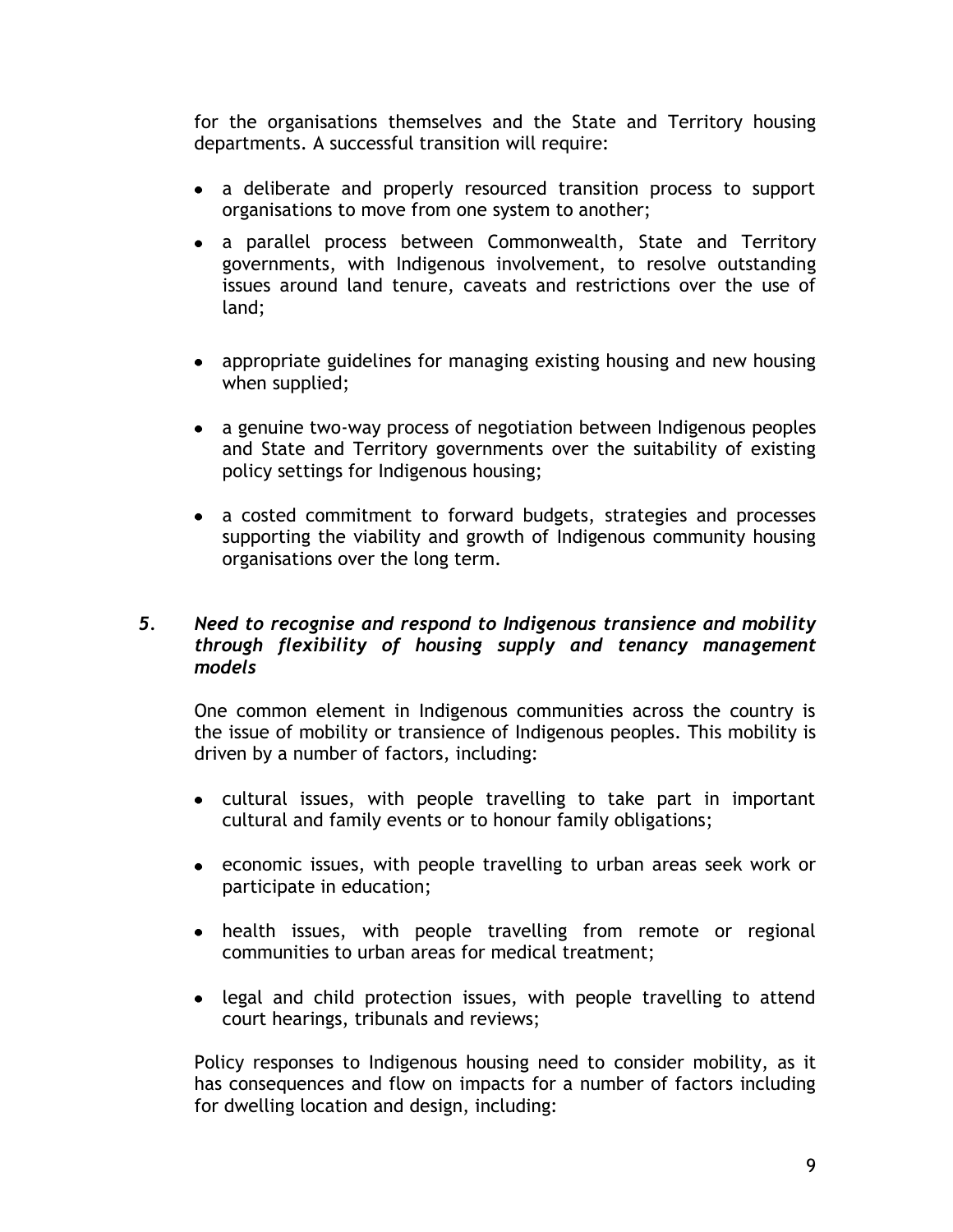for the organisations themselves and the State and Territory housing departments. A successful transition will require:

- a deliberate and properly resourced transition process to support organisations to move from one system to another;
- a parallel process between Commonwealth, State and Territory governments, with Indigenous involvement, to resolve outstanding issues around land tenure, caveats and restrictions over the use of land;
- appropriate guidelines for managing existing housing and new housing when supplied;
- a genuine two-way process of negotiation between Indigenous peoples and State and Territory governments over the suitability of existing policy settings for Indigenous housing;
- a costed commitment to forward budgets, strategies and processes supporting the viability and growth of Indigenous community housing organisations over the long term.

### 5. *Need to recognise and respond to Indigenous transience and mobility through flexibility of housing supply and tenancy management models*

One common element in Indigenous communities across the country is the issue of mobility or transience of Indigenous peoples. This mobility is driven by a number of factors, including:

- cultural issues, with people travelling to take part in important cultural and family events or to honour family obligations;
- economic issues, with people travelling to urban areas seek work or participate in education;
- health issues, with people travelling from remote or regional communities to urban areas for medical treatment;
- legal and child protection issues, with people travelling to attend court hearings, tribunals and reviews;

Policy responses to Indigenous housing need to consider mobility, as it has consequences and flow on impacts for a number of factors including for dwelling location and design, including: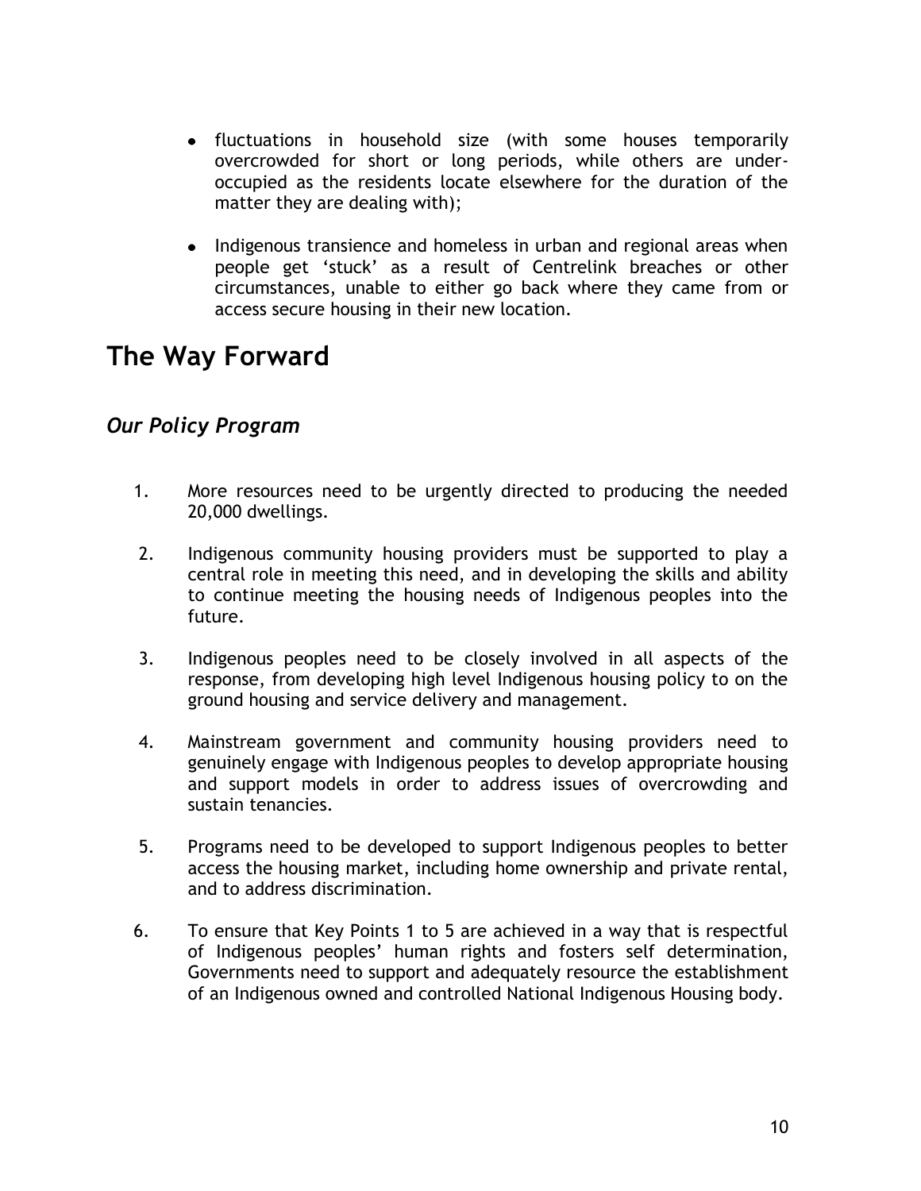- fluctuations in household size (with some houses temporarily overcrowded for short or long periods, while others are under-occupied as the residents locate elsewhere for the duration of the matter they are dealing with);

- Indigenous transience and homeless in urban and regional areas when people get 'stuck' as a result of Centrelink breaches or other circumstances, unable to either go back where they came from or access secure housing in their new location.

# The Way Forward

## *Our Policy Program*

1. More resources need to be urgently directed to producing the needed 20,000 dwellings.

2. Indigenous community housing providers must be supported to play a central role in meeting this need, and in developing the skills and ability to continue meeting the housing needs of Indigenous peoples into the future.

3. Indigenous peoples need to be closely involved in all aspects of the response, from developing high level Indigenous housing policy to on the ground housing and service delivery and management.

4. Mainstream government and community housing providers need to genuinely engage with Indigenous peoples to develop appropriate housing and support models in order to address issues of overcrowding and sustain tenancies.

5. Programs need to be developed to support Indigenous peoples to better access the housing market, including home ownership and private rental, and to address discrimination.

6. To ensure that Key Points 1 to 5 are achieved in a way that is respectful of Indigenous peoples' human rights and fosters self determination, Governments need to support and adequately resource the establishment of an Indigenous owned and controlled National Indigenous Housing body.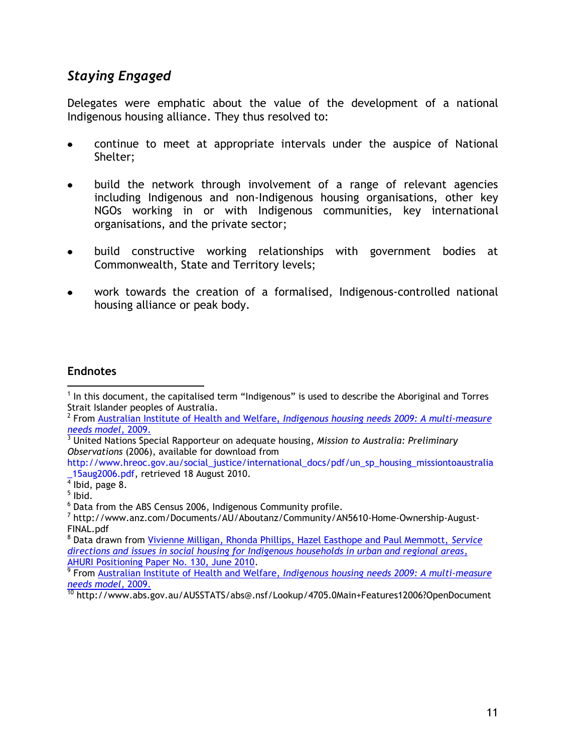### *Staying Engaged*

Delegates were emphatic about the value of the development of a national Indigenous housing alliance. They thus resolved to:

- continue to meet at appropriate intervals under the auspice of National Shelter;
- build the network through involvement of a range of relevant agencies including Indigenous and non-Indigenous housing organisations, other key NGOs working in or with Indigenous communities, key international organisations, and the private sector;
- build constructive working relationships with government bodies at Commonwealth, State and Territory levels;
- work towards the creation of a formalised, Indigenous-controlled national housing alliance or peak body.

**Endnotes**

[1] In this document, the capitalised term “Indigenous” is used to describe the Aboriginal and Torres Strait Islander peoples of Australia.

[2] From Australian Institute of Health and Welfare, *Indigenous housing needs 2009: A multi-measure needs model*, 2009.

[3] United Nations Special Rapporteur on adequate housing, *Mission to Australia: Preliminary Observations* (2006), available for download from http://www.hreoc.gov.au/social_justice/international_docs/pdf/un_sp_housing_missiontoaustralia_15aug2006.pdf, retrieved 18 August 2010.

[4] Ibid, page 8.

[5] Ibid.

[6] Data from the ABS Census 2006, Indigenous Community profile.

[7] http://www.anz.com/Documents/AU/Aboutanz/Community/AN5610-Home-Ownership-August-FINAL.pdf

[8] Data drawn from Vivienne Milligan, Rhonda Phillips, Hazel Easthope and Paul Memmott, *Service directions and issues in social housing for Indigenous households in urban and regional areas*, AHURI Positioning Paper No. 130, June 2010.

[9] From Australian Institute of Health and Welfare, *Indigenous housing needs 2009: A multi-measure needs model*, 2009.

[10] http://www.abs.gov.au/AUSSTATS/abs@.nsf/Lookup/4705.0Main+Features12006?OpenDocument